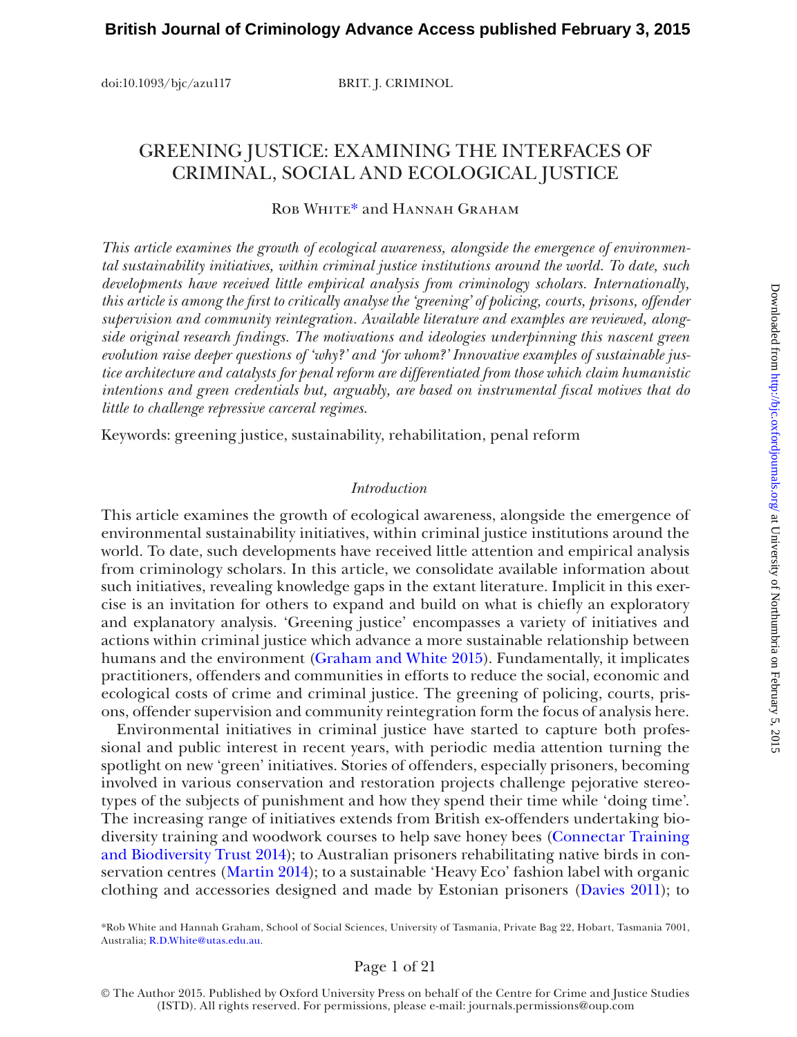doi:10.1093/bjc/azu117 BRIT. J. CRIMINOL

# GREENING JUSTICE: EXAMINING THE INTERFACES OF CRIMINAL, SOCIAL AND ECOLOGICAL JUSTICE

Rob White* and Hannah Graham

*This article examines the growth of ecological awareness, alongside the emergence of environmental sustainability initiatives, within criminal justice institutions around the world. To date, such developments have received little empirical analysis from criminology scholars. Internationally, this article is among the first to critically analyse the 'greening' of policing, courts, prisons, offender supervision and community reintegration. Available literature and examples are reviewed, alongside original research findings. The motivations and ideologies underpinning this nascent green evolution raise deeper questions of 'why?' and 'for whom?' Innovative examples of sustainable justice architecture and catalysts for penal reform are differentiated from those which claim humanistic intentions and green credentials but, arguably, are based on instrumental fiscal motives that do little to challenge repressive carceral regimes.*

Keywords: greening justice, sustainability, rehabilitation, penal reform

## Introduction

This article examines the growth of ecological awareness, alongside the emergence of environmental sustainability initiatives, within criminal justice institutions around the world. To date, such developments have received little attention and empirical analysis from criminology scholars. In this article, we consolidate available information about such initiatives, revealing knowledge gaps in the extant literature. Implicit in this exercise is an invitation for others to expand and build on what is chiefly an exploratory and explanatory analysis. 'Greening justice' encompasses a variety of initiatives and actions within criminal justice which advance a more sustainable relationship between humans and the environment (Graham and White 2015). Fundamentally, it implicates practitioners, offenders and communities in efforts to reduce the social, economic and ecological costs of crime and criminal justice. The greening of policing, courts, prisons, offender supervision and community reintegration form the focus of analysis here.

Environmental initiatives in criminal justice have started to capture both professional and public interest in recent years, with periodic media attention turning the spotlight on new 'green' initiatives. Stories of offenders, especially prisoners, becoming involved in various conservation and restoration projects challenge pejorative stereotypes of the subjects of punishment and how they spend their time while 'doing time'. The increasing range of initiatives extends from British ex-offenders undertaking biodiversity training and woodwork courses to help save honey bees (Connectar Training and Biodiversity Trust 2014); to Australian prisoners rehabilitating native birds in conservation centres (Martin 2014); to a sustainable 'Heavy Eco' fashion label with organic clothing and accessories designed and made by Estonian prisoners (Davies 2011); to

*Rob White and Hannah Graham, School of Social Sciences, University of Tasmania, Private Bag 22, Hobart, Tasmania 7001, Australia; R.D.White@utas.edu.au.

© The Author 2015. Published by Oxford University Press on behalf of the Centre for Crime and Justice Studies (ISTD). All rights reserved. For permissions, please e-mail: journals.permissions@oup.com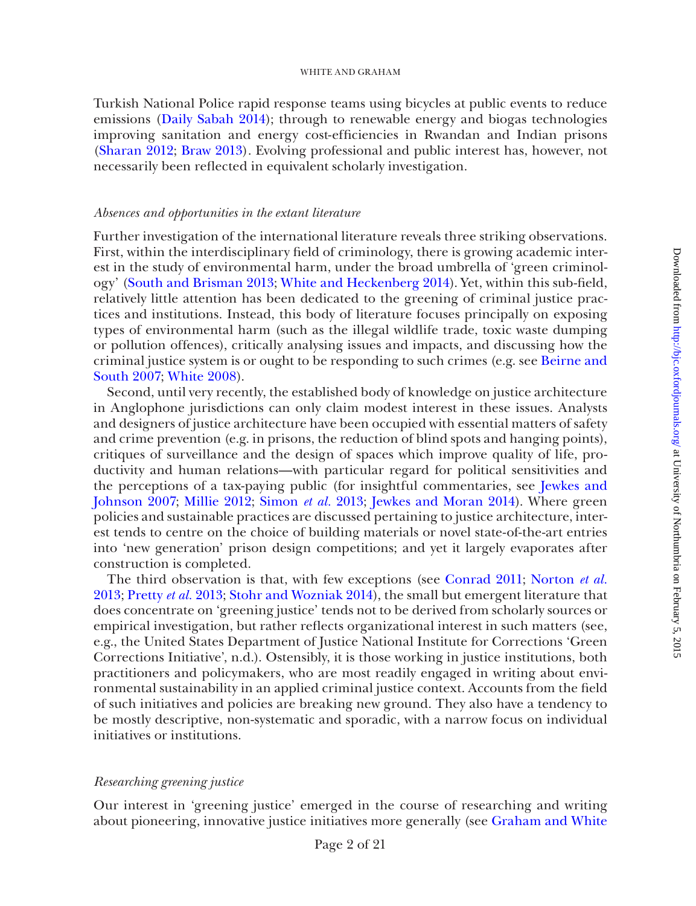Turkish National Police rapid response teams using bicycles at public events to reduce emissions (Daily Sabah 2014); through to renewable energy and biogas technologies improving sanitation and energy cost-efficiencies in Rwandan and Indian prisons (Sharan 2012; Braw 2013). Evolving professional and public interest has, however, not necessarily been reflected in equivalent scholarly investigation.

### *Absences and opportunities in the extant literature*

Further investigation of the international literature reveals three striking observations. First, within the interdisciplinary field of criminology, there is growing academic interest in the study of environmental harm, under the broad umbrella of 'green criminology' (South and Brisman 2013; White and Heckenberg 2014). Yet, within this sub-field, relatively little attention has been dedicated to the greening of criminal justice practices and institutions. Instead, this body of literature focuses principally on exposing types of environmental harm (such as the illegal wildlife trade, toxic waste dumping or pollution offences), critically analysing issues and impacts, and discussing how the criminal justice system is or ought to be responding to such crimes (e.g. see Beirne and South 2007; White 2008).

Second, until very recently, the established body of knowledge on justice architecture in Anglophone jurisdictions can only claim modest interest in these issues. Analysts and designers of justice architecture have been occupied with essential matters of safety and crime prevention (e.g. in prisons, the reduction of blind spots and hanging points), critiques of surveillance and the design of spaces which improve quality of life, productivity and human relations—with particular regard for political sensitivities and the perceptions of a tax-paying public (for insightful commentaries, see Jewkes and Johnson 2007; Millie 2012; Simon *et al.* 2013; Jewkes and Moran 2014). Where green policies and sustainable practices are discussed pertaining to justice architecture, interest tends to centre on the choice of building materials or novel state-of-the-art entries into 'new generation' prison design competitions; and yet it largely evaporates after construction is completed.

The third observation is that, with few exceptions (see Conrad 2011; Norton *et al.* 2013; Pretty *et al.* 2013; Stohr and Wozniak 2014), the small but emergent literature that does concentrate on 'greening justice' tends not to be derived from scholarly sources or empirical investigation, but rather reflects organizational interest in such matters (see, e.g., the United States Department of Justice National Institute for Corrections 'Green Corrections Initiative', n.d.). Ostensibly, it is those working in justice institutions, both practitioners and policymakers, who are most readily engaged in writing about environmental sustainability in an applied criminal justice context. Accounts from the field of such initiatives and policies are breaking new ground. They also have a tendency to be mostly descriptive, non-systematic and sporadic, with a narrow focus on individual initiatives or institutions.

### *Researching greening justice*

Our interest in 'greening justice' emerged in the course of researching and writing about pioneering, innovative justice initiatives more generally (see Graham and White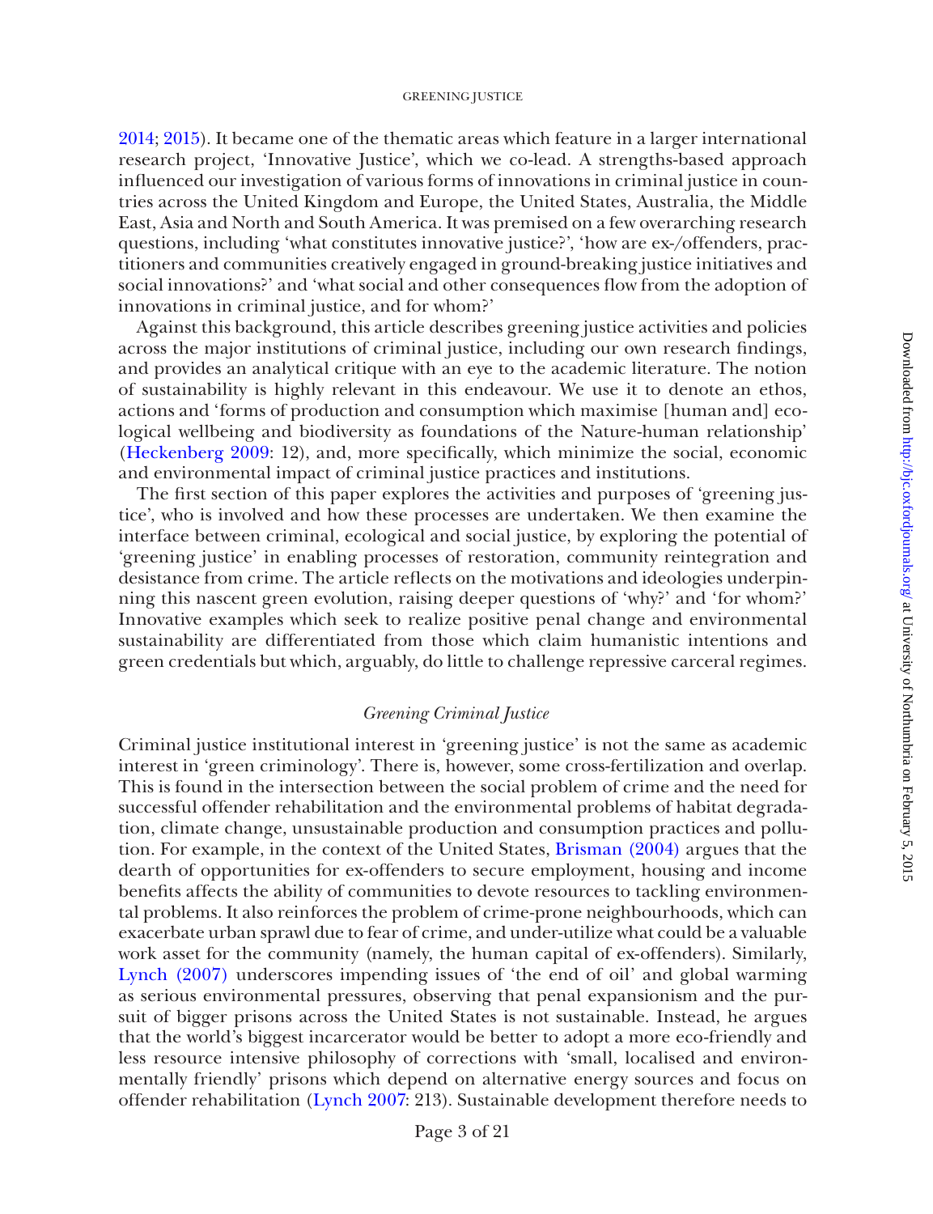2014; 2015). It became one of the thematic areas which feature in a larger international research project, 'Innovative Justice', which we co-lead. A strengths-based approach influenced our investigation of various forms of innovations in criminal justice in countries across the United Kingdom and Europe, the United States, Australia, the Middle East, Asia and North and South America. It was premised on a few overarching research questions, including 'what constitutes innovative justice?', 'how are ex-/offenders, practitioners and communities creatively engaged in ground-breaking justice initiatives and social innovations?' and 'what social and other consequences flow from the adoption of innovations in criminal justice, and for whom?'

Against this background, this article describes greening justice activities and policies across the major institutions of criminal justice, including our own research findings, and provides an analytical critique with an eye to the academic literature. The notion of sustainability is highly relevant in this endeavour. We use it to denote an ethos, actions and 'forms of production and consumption which maximise [human and] ecological wellbeing and biodiversity as foundations of the Nature-human relationship' (Heckenberg 2009: 12), and, more specifically, which minimize the social, economic and environmental impact of criminal justice practices and institutions.

The first section of this paper explores the activities and purposes of 'greening justice', who is involved and how these processes are undertaken. We then examine the interface between criminal, ecological and social justice, by exploring the potential of 'greening justice' in enabling processes of restoration, community reintegration and desistance from crime. The article reflects on the motivations and ideologies underpinning this nascent green evolution, raising deeper questions of 'why?' and 'for whom?' Innovative examples which seek to realize positive penal change and environmental sustainability are differentiated from those which claim humanistic intentions and green credentials but which, arguably, do little to challenge repressive carceral regimes.

## *Greening Criminal Justice*

Criminal justice institutional interest in 'greening justice' is not the same as academic interest in 'green criminology'. There is, however, some cross-fertilization and overlap. This is found in the intersection between the social problem of crime and the need for successful offender rehabilitation and the environmental problems of habitat degradation, climate change, unsustainable production and consumption practices and pollution. For example, in the context of the United States, Brisman (2004) argues that the dearth of opportunities for ex-offenders to secure employment, housing and income benefits affects the ability of communities to devote resources to tackling environmental problems. It also reinforces the problem of crime-prone neighbourhoods, which can exacerbate urban sprawl due to fear of crime, and under-utilize what could be a valuable work asset for the community (namely, the human capital of ex-offenders). Similarly, Lynch (2007) underscores impending issues of 'the end of oil' and global warming as serious environmental pressures, observing that penal expansionism and the pursuit of bigger prisons across the United States is not sustainable. Instead, he argues that the world's biggest incarcerator would be better to adopt a more eco-friendly and less resource intensive philosophy of corrections with 'small, localised and environmentally friendly' prisons which depend on alternative energy sources and focus on offender rehabilitation (Lynch 2007: 213). Sustainable development therefore needs to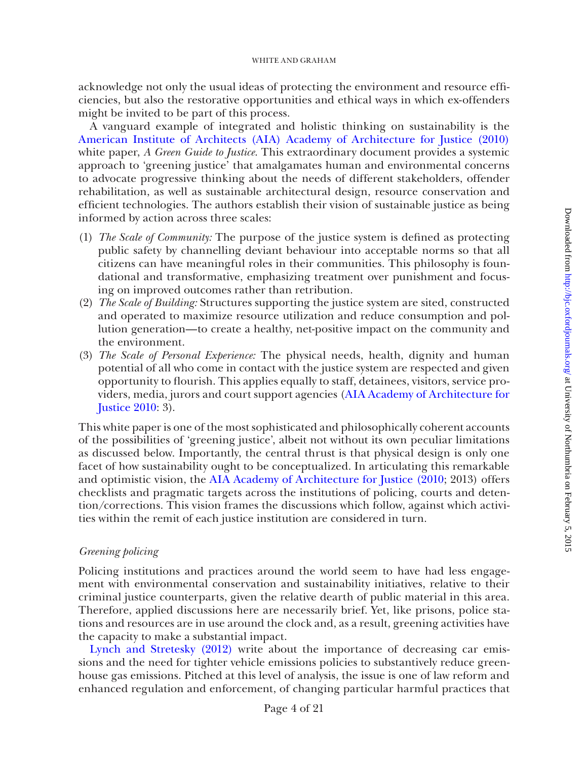acknowledge not only the usual ideas of protecting the environment and resource efficiencies, but also the restorative opportunities and ethical ways in which ex-offenders might be invited to be part of this process.

A vanguard example of integrated and holistic thinking on sustainability is the American Institute of Architects (AIA) Academy of Architecture for Justice (2010) white paper, *A Green Guide to Justice*. This extraordinary document provides a systemic approach to 'greening justice' that amalgamates human and environmental concerns to advocate progressive thinking about the needs of different stakeholders, offender rehabilitation, as well as sustainable architectural design, resource conservation and efficient technologies. The authors establish their vision of sustainable justice as being informed by action across three scales:

(1) *The Scale of Community:* The purpose of the justice system is defined as protecting public safety by channelling deviant behaviour into acceptable norms so that all citizens can have meaningful roles in their communities. This philosophy is foundational and transformative, emphasizing treatment over punishment and focusing on improved outcomes rather than retribution.
(2) *The Scale of Building:* Structures supporting the justice system are sited, constructed and operated to maximize resource utilization and reduce consumption and pollution generation—to create a healthy, net-positive impact on the community and the environment.
(3) *The Scale of Personal Experience:* The physical needs, health, dignity and human potential of all who come in contact with the justice system are respected and given opportunity to flourish. This applies equally to staff, detainees, visitors, service providers, media, jurors and court support agencies (AIA Academy of Architecture for Justice 2010: 3).

This white paper is one of the most sophisticated and philosophically coherent accounts of the possibilities of 'greening justice', albeit not without its own peculiar limitations as discussed below. Importantly, the central thrust is that physical design is only one facet of how sustainability ought to be conceptualized. In articulating this remarkable and optimistic vision, the AIA Academy of Architecture for Justice (2010; 2013) offers checklists and pragmatic targets across the institutions of policing, courts and detention/corrections. This vision frames the discussions which follow, against which activities within the remit of each justice institution are considered in turn.

### *Greening policing*

Policing institutions and practices around the world seem to have had less engagement with environmental conservation and sustainability initiatives, relative to their criminal justice counterparts, given the relative dearth of public material in this area. Therefore, applied discussions here are necessarily brief. Yet, like prisons, police stations and resources are in use around the clock and, as a result, greening activities have the capacity to make a substantial impact.

Lynch and Stretesky (2012) write about the importance of decreasing car emissions and the need for tighter vehicle emissions policies to substantively reduce greenhouse gas emissions. Pitched at this level of analysis, the issue is one of law reform and enhanced regulation and enforcement, of changing particular harmful practices that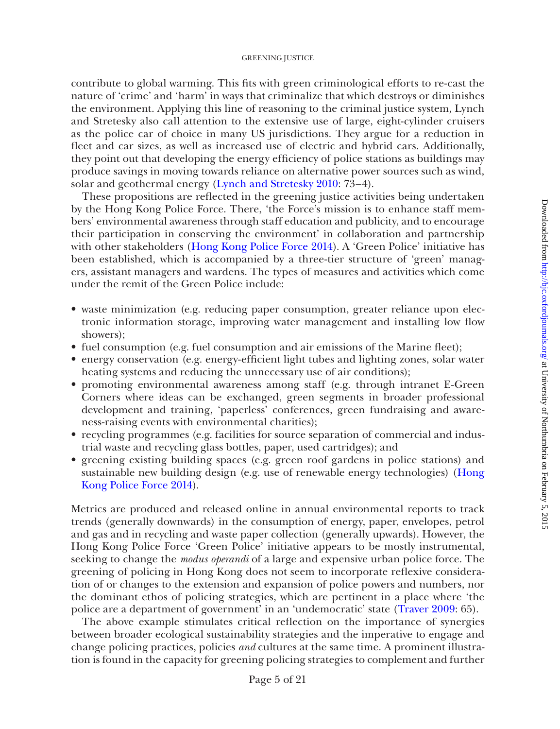contribute to global warming. This fits with green criminological efforts to re-cast the nature of 'crime' and 'harm' in ways that criminalize that which destroys or diminishes the environment. Applying this line of reasoning to the criminal justice system, Lynch and Stretesky also call attention to the extensive use of large, eight-cylinder cruisers as the police car of choice in many US jurisdictions. They argue for a reduction in fleet and car sizes, as well as increased use of electric and hybrid cars. Additionally, they point out that developing the energy efficiency of police stations as buildings may produce savings in moving towards reliance on alternative power sources such as wind, solar and geothermal energy (Lynch and Stretesky 2010: 73–4).

These propositions are reflected in the greening justice activities being undertaken by the Hong Kong Police Force. There, 'the Force's mission is to enhance staff members' environmental awareness through staff education and publicity, and to encourage their participation in conserving the environment' in collaboration and partnership with other stakeholders (Hong Kong Police Force 2014). A 'Green Police' initiative has been established, which is accompanied by a three-tier structure of 'green' managers, assistant managers and wardens. The types of measures and activities which come under the remit of the Green Police include:

- waste minimization (e.g. reducing paper consumption, greater reliance upon electronic information storage, improving water management and installing low flow showers);
- fuel consumption (e.g. fuel consumption and air emissions of the Marine fleet);
- energy conservation (e.g. energy-efficient light tubes and lighting zones, solar water heating systems and reducing the unnecessary use of air conditions);
- promoting environmental awareness among staff (e.g. through intranet E-Green Corners where ideas can be exchanged, green segments in broader professional development and training, 'paperless' conferences, green fundraising and awareness-raising events with environmental charities);
- recycling programmes (e.g. facilities for source separation of commercial and industrial waste and recycling glass bottles, paper, used cartridges); and
- greening existing building spaces (e.g. green roof gardens in police stations) and sustainable new building design (e.g. use of renewable energy technologies) (Hong Kong Police Force 2014).

Metrics are produced and released online in annual environmental reports to track trends (generally downwards) in the consumption of energy, paper, envelopes, petrol and gas and in recycling and waste paper collection (generally upwards). However, the Hong Kong Police Force 'Green Police' initiative appears to be mostly instrumental, seeking to change the *modus operandi* of a large and expensive urban police force. The greening of policing in Hong Kong does not seem to incorporate reflexive consideration of or changes to the extension and expansion of police powers and numbers, nor the dominant ethos of policing strategies, which are pertinent in a place where 'the police are a department of government' in an 'undemocratic' state (Traver 2009: 65).

The above example stimulates critical reflection on the importance of synergies between broader ecological sustainability strategies and the imperative to engage and change policing practices, policies *and* cultures at the same time. A prominent illustration is found in the capacity for greening policing strategies to complement and further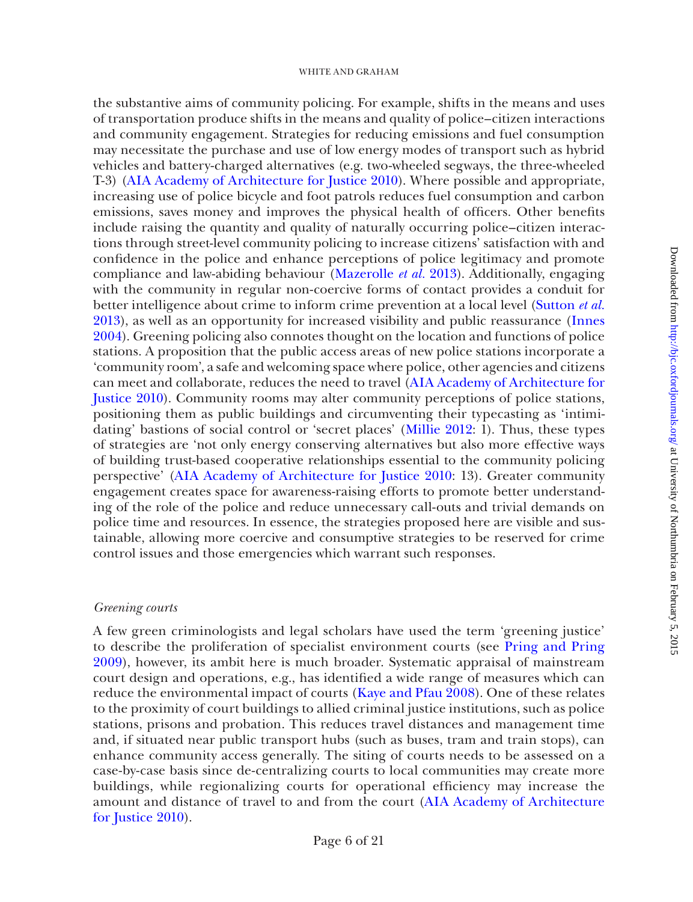the substantive aims of community policing. For example, shifts in the means and uses of transportation produce shifts in the means and quality of police–citizen interactions and community engagement. Strategies for reducing emissions and fuel consumption may necessitate the purchase and use of low energy modes of transport such as hybrid vehicles and battery-charged alternatives (e.g. two-wheeled segways, the three-wheeled T-3) (AIA Academy of Architecture for Justice 2010). Where possible and appropriate, increasing use of police bicycle and foot patrols reduces fuel consumption and carbon emissions, saves money and improves the physical health of officers. Other benefits include raising the quantity and quality of naturally occurring police–citizen interactions through street-level community policing to increase citizens' satisfaction with and confidence in the police and enhance perceptions of police legitimacy and promote compliance and law-abiding behaviour (Mazerolle *et al.* 2013). Additionally, engaging with the community in regular non-coercive forms of contact provides a conduit for better intelligence about crime to inform crime prevention at a local level (Sutton *et al.* 2013), as well as an opportunity for increased visibility and public reassurance (Innes 2004). Greening policing also connotes thought on the location and functions of police stations. A proposition that the public access areas of new police stations incorporate a 'community room', a safe and welcoming space where police, other agencies and citizens can meet and collaborate, reduces the need to travel (AIA Academy of Architecture for Justice 2010). Community rooms may alter community perceptions of police stations, positioning them as public buildings and circumventing their typecasting as 'intimidating' bastions of social control or 'secret places' (Millie 2012: 1). Thus, these types of strategies are 'not only energy conserving alternatives but also more effective ways of building trust-based cooperative relationships essential to the community policing perspective' (AIA Academy of Architecture for Justice 2010: 13). Greater community engagement creates space for awareness-raising efforts to promote better understanding of the role of the police and reduce unnecessary call-outs and trivial demands on police time and resources. In essence, the strategies proposed here are visible and sustainable, allowing more coercive and consumptive strategies to be reserved for crime control issues and those emergencies which warrant such responses.

### *Greening courts*

A few green criminologists and legal scholars have used the term 'greening justice' to describe the proliferation of specialist environment courts (see Pring and Pring 2009), however, its ambit here is much broader. Systematic appraisal of mainstream court design and operations, e.g., has identified a wide range of measures which can reduce the environmental impact of courts (Kaye and Pfau 2008). One of these relates to the proximity of court buildings to allied criminal justice institutions, such as police stations, prisons and probation. This reduces travel distances and management time and, if situated near public transport hubs (such as buses, tram and train stops), can enhance community access generally. The siting of courts needs to be assessed on a case-by-case basis since de-centralizing courts to local communities may create more buildings, while regionalizing courts for operational efficiency may increase the amount and distance of travel to and from the court (AIA Academy of Architecture for Justice 2010).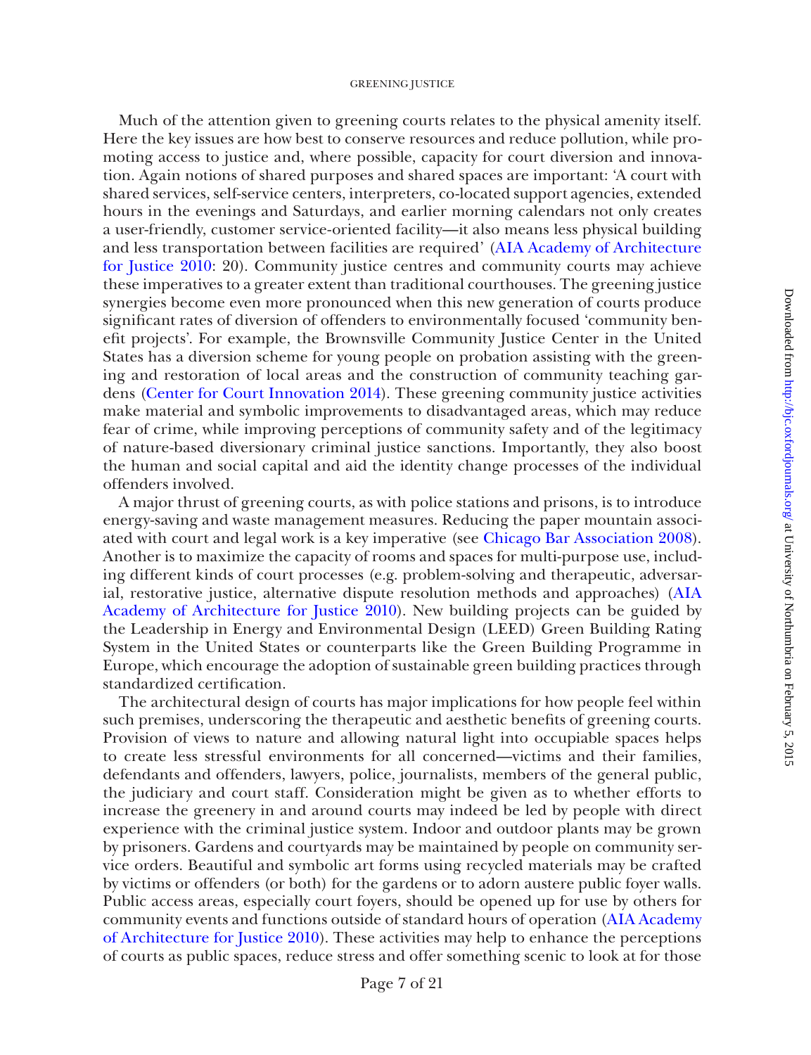Much of the attention given to greening courts relates to the physical amenity itself. Here the key issues are how best to conserve resources and reduce pollution, while promoting access to justice and, where possible, capacity for court diversion and innovation. Again notions of shared purposes and shared spaces are important: 'A court with shared services, self-service centers, interpreters, co-located support agencies, extended hours in the evenings and Saturdays, and earlier morning calendars not only creates a user-friendly, customer service-oriented facility—it also means less physical building and less transportation between facilities are required' (AIA Academy of Architecture for Justice 2010: 20). Community justice centres and community courts may achieve these imperatives to a greater extent than traditional courthouses. The greening justice synergies become even more pronounced when this new generation of courts produce significant rates of diversion of offenders to environmentally focused 'community benefit projects'. For example, the Brownsville Community Justice Center in the United States has a diversion scheme for young people on probation assisting with the greening and restoration of local areas and the construction of community teaching gardens (Center for Court Innovation 2014). These greening community justice activities make material and symbolic improvements to disadvantaged areas, which may reduce fear of crime, while improving perceptions of community safety and of the legitimacy of nature-based diversionary criminal justice sanctions. Importantly, they also boost the human and social capital and aid the identity change processes of the individual offenders involved.

A major thrust of greening courts, as with police stations and prisons, is to introduce energy-saving and waste management measures. Reducing the paper mountain associated with court and legal work is a key imperative (see Chicago Bar Association 2008). Another is to maximize the capacity of rooms and spaces for multi-purpose use, including different kinds of court processes (e.g. problem-solving and therapeutic, adversarial, restorative justice, alternative dispute resolution methods and approaches) (AIA Academy of Architecture for Justice 2010). New building projects can be guided by the Leadership in Energy and Environmental Design (LEED) Green Building Rating System in the United States or counterparts like the Green Building Programme in Europe, which encourage the adoption of sustainable green building practices through standardized certification.

The architectural design of courts has major implications for how people feel within such premises, underscoring the therapeutic and aesthetic benefits of greening courts. Provision of views to nature and allowing natural light into occupiable spaces helps to create less stressful environments for all concerned—victims and their families, defendants and offenders, lawyers, police, journalists, members of the general public, the judiciary and court staff. Consideration might be given as to whether efforts to increase the greenery in and around courts may indeed be led by people with direct experience with the criminal justice system. Indoor and outdoor plants may be grown by prisoners. Gardens and courtyards may be maintained by people on community service orders. Beautiful and symbolic art forms using recycled materials may be crafted by victims or offenders (or both) for the gardens or to adorn austere public foyer walls. Public access areas, especially court foyers, should be opened up for use by others for community events and functions outside of standard hours of operation (AIA Academy of Architecture for Justice 2010). These activities may help to enhance the perceptions of courts as public spaces, reduce stress and offer something scenic to look at for those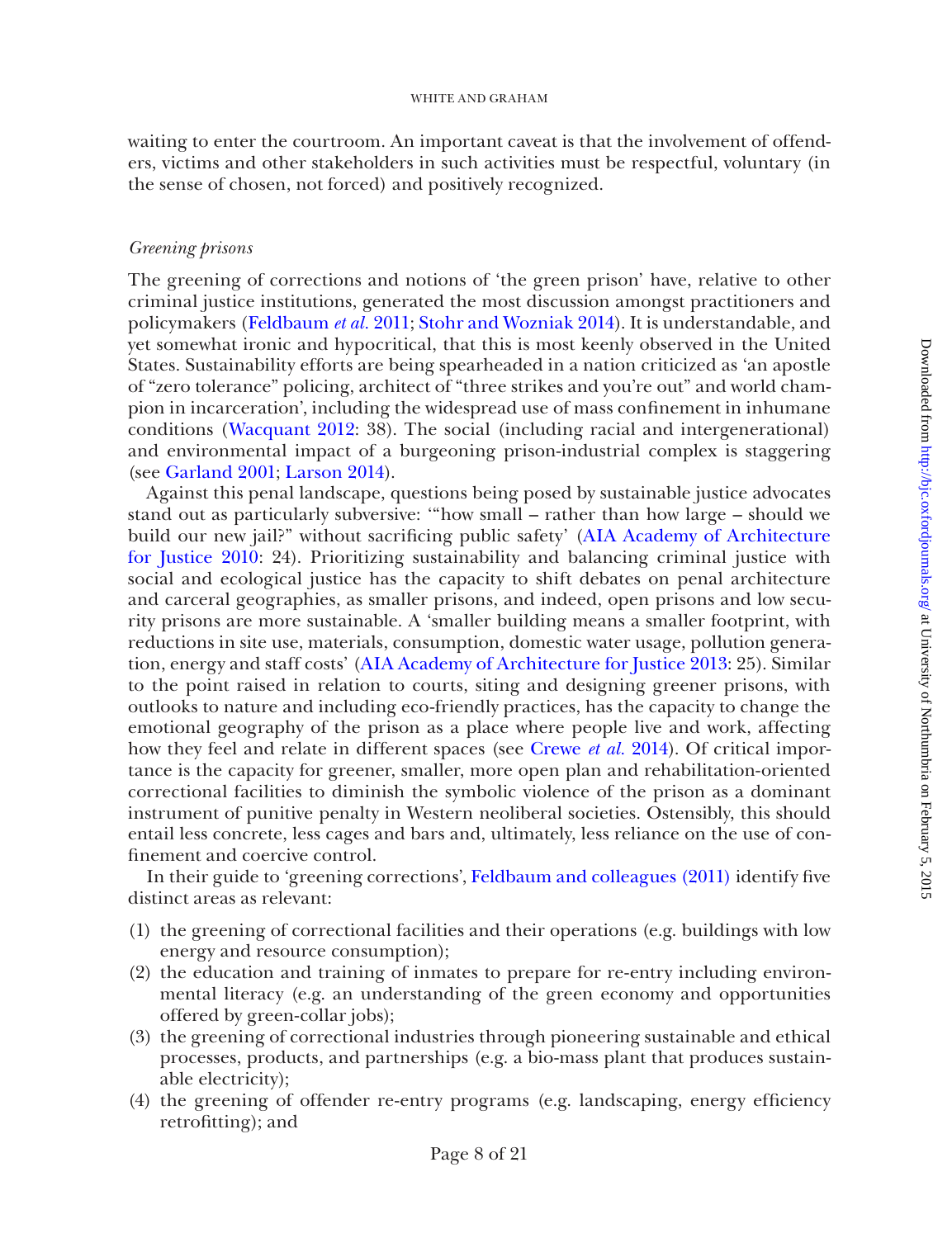waiting to enter the courtroom. An important caveat is that the involvement of offenders, victims and other stakeholders in such activities must be respectful, voluntary (in the sense of chosen, not forced) and positively recognized.

### *Greening prisons*

The greening of corrections and notions of 'the green prison' have, relative to other criminal justice institutions, generated the most discussion amongst practitioners and policymakers (Feldbaum *et al.* 2011; Stohr and Wozniak 2014). It is understandable, and yet somewhat ironic and hypocritical, that this is most keenly observed in the United States. Sustainability efforts are being spearheaded in a nation criticized as 'an apostle of "zero tolerance" policing, architect of "three strikes and you're out" and world champion in incarceration', including the widespread use of mass confinement in inhumane conditions (Wacquant 2012: 38). The social (including racial and intergenerational) and environmental impact of a burgeoning prison-industrial complex is staggering (see Garland 2001; Larson 2014).

Against this penal landscape, questions being posed by sustainable justice advocates stand out as particularly subversive: '"how small – rather than how large – should we build our new jail?" without sacrificing public safety' (AIA Academy of Architecture for Justice 2010: 24). Prioritizing sustainability and balancing criminal justice with social and ecological justice has the capacity to shift debates on penal architecture and carceral geographies, as smaller prisons, and indeed, open prisons and low security prisons are more sustainable. A 'smaller building means a smaller footprint, with reductions in site use, materials, consumption, domestic water usage, pollution generation, energy and staff costs' (AIA Academy of Architecture for Justice 2013: 25). Similar to the point raised in relation to courts, siting and designing greener prisons, with outlooks to nature and including eco-friendly practices, has the capacity to change the emotional geography of the prison as a place where people live and work, affecting how they feel and relate in different spaces (see Crewe *et al.* 2014). Of critical importance is the capacity for greener, smaller, more open plan and rehabilitation-oriented correctional facilities to diminish the symbolic violence of the prison as a dominant instrument of punitive penalty in Western neoliberal societies. Ostensibly, this should entail less concrete, less cages and bars and, ultimately, less reliance on the use of confinement and coercive control.

In their guide to 'greening corrections', Feldbaum and colleagues (2011) identify five distinct areas as relevant:

(1) the greening of correctional facilities and their operations (e.g. buildings with low energy and resource consumption);
(2) the education and training of inmates to prepare for re-entry including environmental literacy (e.g. an understanding of the green economy and opportunities offered by green-collar jobs);
(3) the greening of correctional industries through pioneering sustainable and ethical processes, products, and partnerships (e.g. a bio-mass plant that produces sustainable electricity);
(4) the greening of offender re-entry programs (e.g. landscaping, energy efficiency retrofitting); and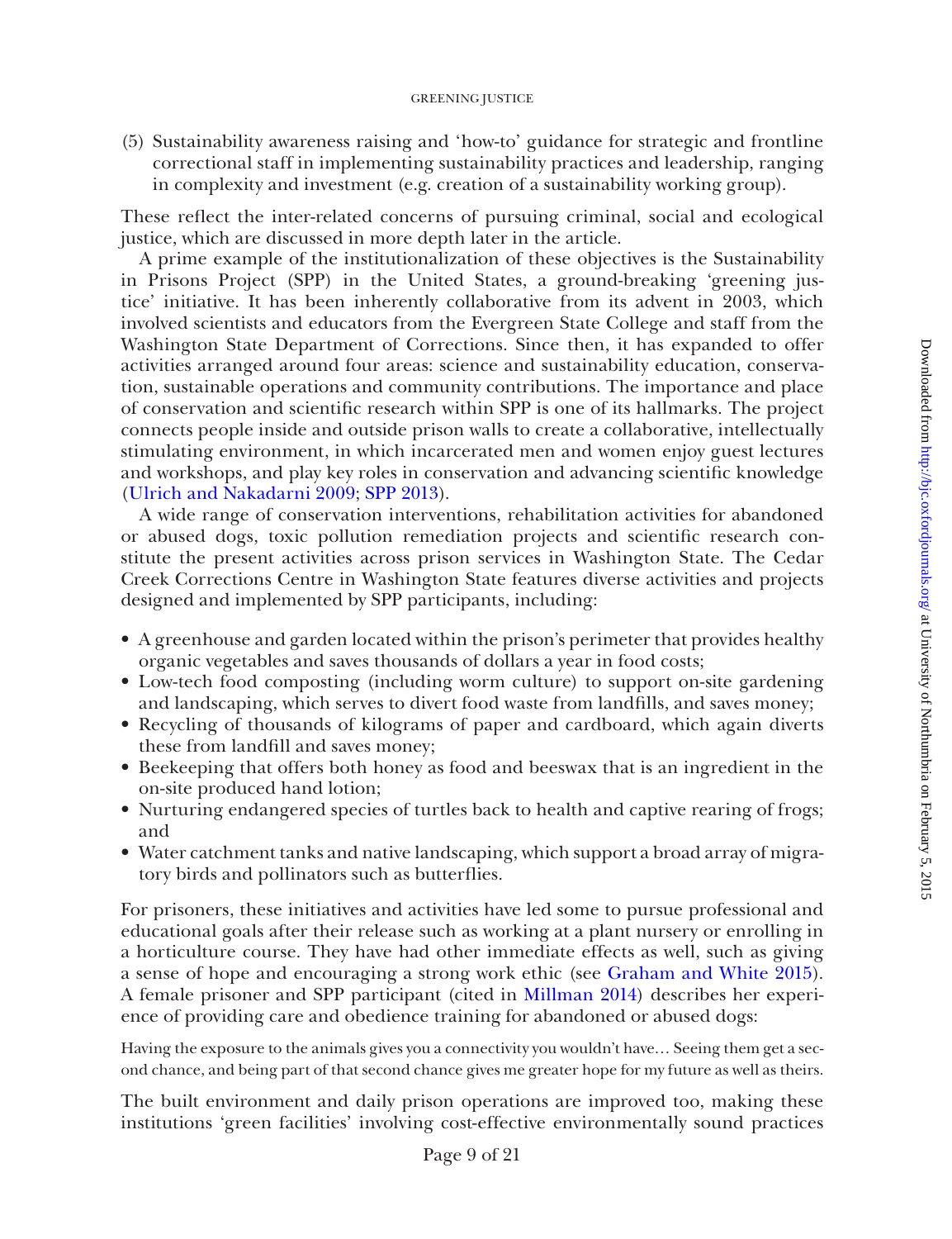(5) Sustainability awareness raising and 'how-to' guidance for strategic and frontline correctional staff in implementing sustainability practices and leadership, ranging in complexity and investment (e.g. creation of a sustainability working group).

These reflect the inter-related concerns of pursuing criminal, social and ecological justice, which are discussed in more depth later in the article.

A prime example of the institutionalization of these objectives is the Sustainability in Prisons Project (SPP) in the United States, a ground-breaking 'greening justice' initiative. It has been inherently collaborative from its advent in 2003, which involved scientists and educators from the Evergreen State College and staff from the Washington State Department of Corrections. Since then, it has expanded to offer activities arranged around four areas: science and sustainability education, conservation, sustainable operations and community contributions. The importance and place of conservation and scientific research within SPP is one of its hallmarks. The project connects people inside and outside prison walls to create a collaborative, intellectually stimulating environment, in which incarcerated men and women enjoy guest lectures and workshops, and play key roles in conservation and advancing scientific knowledge (Ulrich and Nakadarni 2009; SPP 2013).

A wide range of conservation interventions, rehabilitation activities for abandoned or abused dogs, toxic pollution remediation projects and scientific research constitute the present activities across prison services in Washington State. The Cedar Creek Corrections Centre in Washington State features diverse activities and projects designed and implemented by SPP participants, including:

- A greenhouse and garden located within the prison's perimeter that provides healthy organic vegetables and saves thousands of dollars a year in food costs;
- Low-tech food composting (including worm culture) to support on-site gardening and landscaping, which serves to divert food waste from landfills, and saves money;
- Recycling of thousands of kilograms of paper and cardboard, which again diverts these from landfill and saves money;
- Beekeeping that offers both honey as food and beeswax that is an ingredient in the on-site produced hand lotion;
- Nurturing endangered species of turtles back to health and captive rearing of frogs; and
- Water catchment tanks and native landscaping, which support a broad array of migratory birds and pollinators such as butterflies.

For prisoners, these initiatives and activities have led some to pursue professional and educational goals after their release such as working at a plant nursery or enrolling in a horticulture course. They have had other immediate effects as well, such as giving a sense of hope and encouraging a strong work ethic (see Graham and White 2015). A female prisoner and SPP participant (cited in Millman 2014) describes her experience of providing care and obedience training for abandoned or abused dogs:

> Having the exposure to the animals gives you a connectivity you wouldn't have… Seeing them get a second chance, and being part of that second chance gives me greater hope for my future as well as theirs.

The built environment and daily prison operations are improved too, making these institutions 'green facilities' involving cost-effective environmentally sound practices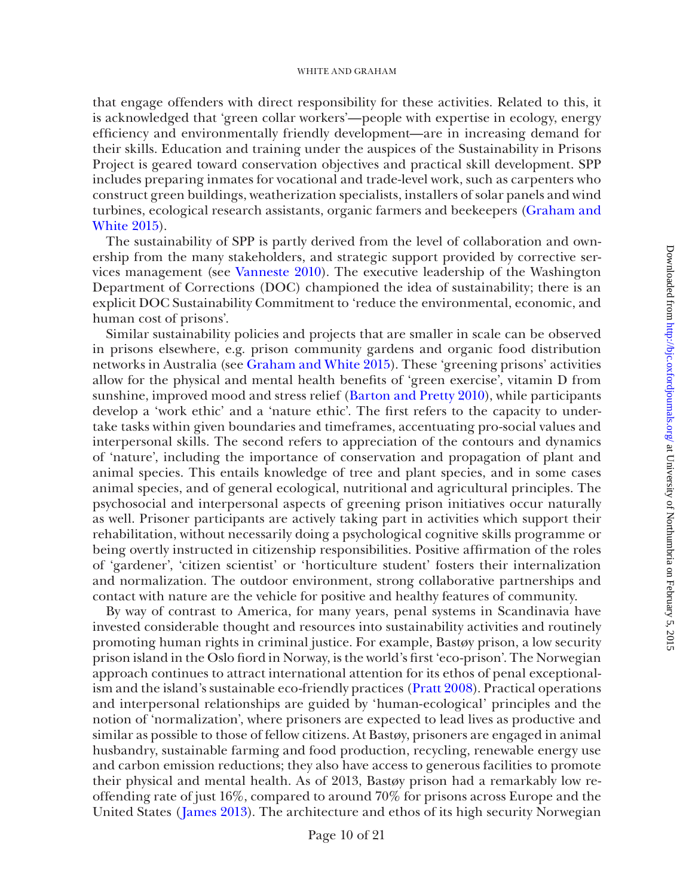that engage offenders with direct responsibility for these activities. Related to this, it is acknowledged that 'green collar workers'—people with expertise in ecology, energy efficiency and environmentally friendly development—are in increasing demand for their skills. Education and training under the auspices of the Sustainability in Prisons Project is geared toward conservation objectives and practical skill development. SPP includes preparing inmates for vocational and trade-level work, such as carpenters who construct green buildings, weatherization specialists, installers of solar panels and wind turbines, ecological research assistants, organic farmers and beekeepers (Graham and White 2015).

The sustainability of SPP is partly derived from the level of collaboration and ownership from the many stakeholders, and strategic support provided by corrective services management (see Vanneste 2010). The executive leadership of the Washington Department of Corrections (DOC) championed the idea of sustainability; there is an explicit DOC Sustainability Commitment to 'reduce the environmental, economic, and human cost of prisons'.

Similar sustainability policies and projects that are smaller in scale can be observed in prisons elsewhere, e.g. prison community gardens and organic food distribution networks in Australia (see Graham and White 2015). These 'greening prisons' activities allow for the physical and mental health benefits of 'green exercise', vitamin D from sunshine, improved mood and stress relief (Barton and Pretty 2010), while participants develop a 'work ethic' and a 'nature ethic'. The first refers to the capacity to undertake tasks within given boundaries and timeframes, accentuating pro-social values and interpersonal skills. The second refers to appreciation of the contours and dynamics of 'nature', including the importance of conservation and propagation of plant and animal species. This entails knowledge of tree and plant species, and in some cases animal species, and of general ecological, nutritional and agricultural principles. The psychosocial and interpersonal aspects of greening prison initiatives occur naturally as well. Prisoner participants are actively taking part in activities which support their rehabilitation, without necessarily doing a psychological cognitive skills programme or being overtly instructed in citizenship responsibilities. Positive affirmation of the roles of 'gardener', 'citizen scientist' or 'horticulture student' fosters their internalization and normalization. The outdoor environment, strong collaborative partnerships and contact with nature are the vehicle for positive and healthy features of community.

By way of contrast to America, for many years, penal systems in Scandinavia have invested considerable thought and resources into sustainability activities and routinely promoting human rights in criminal justice. For example, Bastøy prison, a low security prison island in the Oslo fiord in Norway, is the world's first 'eco-prison'. The Norwegian approach continues to attract international attention for its ethos of penal exceptionalism and the island's sustainable eco-friendly practices (Pratt 2008). Practical operations and interpersonal relationships are guided by 'human-ecological' principles and the notion of 'normalization', where prisoners are expected to lead lives as productive and similar as possible to those of fellow citizens. At Bastøy, prisoners are engaged in animal husbandry, sustainable farming and food production, recycling, renewable energy use and carbon emission reductions; they also have access to generous facilities to promote their physical and mental health. As of 2013, Bastøy prison had a remarkably low reoffending rate of just 16%, compared to around 70% for prisons across Europe and the United States (James 2013). The architecture and ethos of its high security Norwegian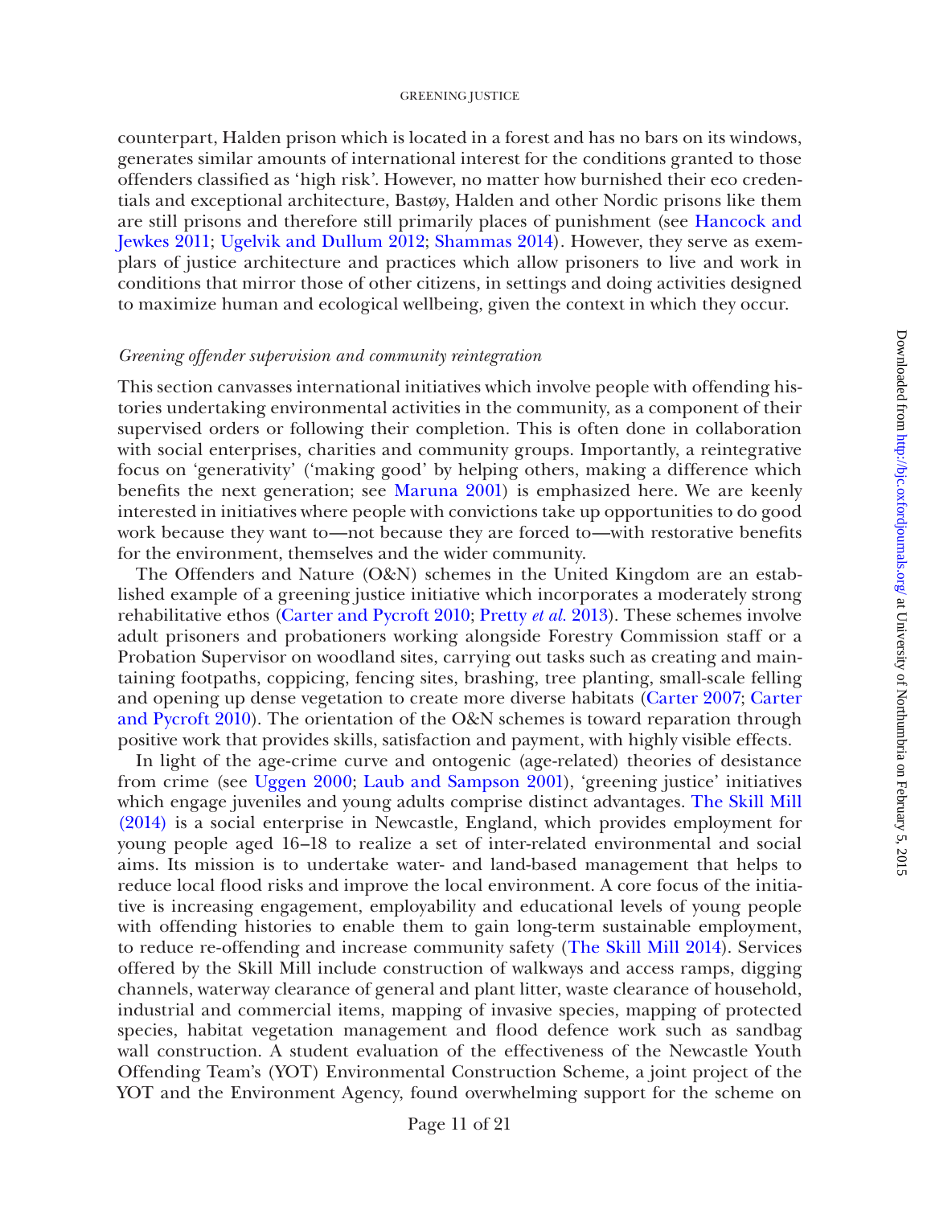counterpart, Halden prison which is located in a forest and has no bars on its windows, generates similar amounts of international interest for the conditions granted to those offenders classified as 'high risk'. However, no matter how burnished their eco credentials and exceptional architecture, Bastøy, Halden and other Nordic prisons like them are still prisons and therefore still primarily places of punishment (see Hancock and Jewkes 2011; Ugelvik and Dullum 2012; Shammas 2014). However, they serve as exemplars of justice architecture and practices which allow prisoners to live and work in conditions that mirror those of other citizens, in settings and doing activities designed to maximize human and ecological wellbeing, given the context in which they occur.

### *Greening offender supervision and community reintegration*

This section canvasses international initiatives which involve people with offending histories undertaking environmental activities in the community, as a component of their supervised orders or following their completion. This is often done in collaboration with social enterprises, charities and community groups. Importantly, a reintegrative focus on 'generativity' ('making good' by helping others, making a difference which benefits the next generation; see Maruna 2001) is emphasized here. We are keenly interested in initiatives where people with convictions take up opportunities to do good work because they want to—not because they are forced to—with restorative benefits for the environment, themselves and the wider community.

The Offenders and Nature (O&N) schemes in the United Kingdom are an established example of a greening justice initiative which incorporates a moderately strong rehabilitative ethos (Carter and Pycroft 2010; Pretty *et al.* 2013). These schemes involve adult prisoners and probationers working alongside Forestry Commission staff or a Probation Supervisor on woodland sites, carrying out tasks such as creating and maintaining footpaths, coppicing, fencing sites, brashing, tree planting, small-scale felling and opening up dense vegetation to create more diverse habitats (Carter 2007; Carter and Pycroft 2010). The orientation of the O&N schemes is toward reparation through positive work that provides skills, satisfaction and payment, with highly visible effects.

In light of the age-crime curve and ontogenic (age-related) theories of desistance from crime (see Uggen 2000; Laub and Sampson 2001), 'greening justice' initiatives which engage juveniles and young adults comprise distinct advantages. The Skill Mill (2014) is a social enterprise in Newcastle, England, which provides employment for young people aged 16–18 to realize a set of inter-related environmental and social aims. Its mission is to undertake water- and land-based management that helps to reduce local flood risks and improve the local environment. A core focus of the initiative is increasing engagement, employability and educational levels of young people with offending histories to enable them to gain long-term sustainable employment, to reduce re-offending and increase community safety (The Skill Mill 2014). Services offered by the Skill Mill include construction of walkways and access ramps, digging channels, waterway clearance of general and plant litter, waste clearance of household, industrial and commercial items, mapping of invasive species, mapping of protected species, habitat vegetation management and flood defence work such as sandbag wall construction. A student evaluation of the effectiveness of the Newcastle Youth Offending Team's (YOT) Environmental Construction Scheme, a joint project of the YOT and the Environment Agency, found overwhelming support for the scheme on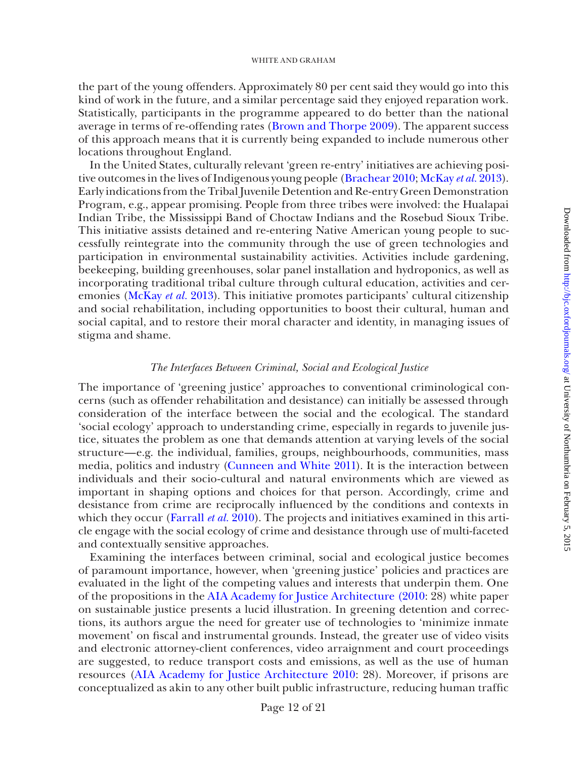the part of the young offenders. Approximately 80 per cent said they would go into this kind of work in the future, and a similar percentage said they enjoyed reparation work. Statistically, participants in the programme appeared to do better than the national average in terms of re-offending rates (Brown and Thorpe 2009). The apparent success of this approach means that it is currently being expanded to include numerous other locations throughout England.

In the United States, culturally relevant 'green re-entry' initiatives are achieving positive outcomes in the lives of Indigenous young people (Brachear 2010; McKay *et al.* 2013). Early indications from the Tribal Juvenile Detention and Re-entry Green Demonstration Program, e.g., appear promising. People from three tribes were involved: the Hualapai Indian Tribe, the Mississippi Band of Choctaw Indians and the Rosebud Sioux Tribe. This initiative assists detained and re-entering Native American young people to successfully reintegrate into the community through the use of green technologies and participation in environmental sustainability activities. Activities include gardening, beekeeping, building greenhouses, solar panel installation and hydroponics, as well as incorporating traditional tribal culture through cultural education, activities and ceremonies (McKay *et al.* 2013). This initiative promotes participants' cultural citizenship and social rehabilitation, including opportunities to boost their cultural, human and social capital, and to restore their moral character and identity, in managing issues of stigma and shame.

### *The Interfaces Between Criminal, Social and Ecological Justice*

The importance of 'greening justice' approaches to conventional criminological concerns (such as offender rehabilitation and desistance) can initially be assessed through consideration of the interface between the social and the ecological. The standard 'social ecology' approach to understanding crime, especially in regards to juvenile justice, situates the problem as one that demands attention at varying levels of the social structure—e.g. the individual, families, groups, neighbourhoods, communities, mass media, politics and industry (Cunneen and White 2011). It is the interaction between individuals and their socio-cultural and natural environments which are viewed as important in shaping options and choices for that person. Accordingly, crime and desistance from crime are reciprocally influenced by the conditions and contexts in which they occur (Farrall *et al.* 2010). The projects and initiatives examined in this article engage with the social ecology of crime and desistance through use of multi-faceted and contextually sensitive approaches.

Examining the interfaces between criminal, social and ecological justice becomes of paramount importance, however, when 'greening justice' policies and practices are evaluated in the light of the competing values and interests that underpin them. One of the propositions in the AIA Academy for Justice Architecture (2010: 28) white paper on sustainable justice presents a lucid illustration. In greening detention and corrections, its authors argue the need for greater use of technologies to 'minimize inmate movement' on fiscal and instrumental grounds. Instead, the greater use of video visits and electronic attorney-client conferences, video arraignment and court proceedings are suggested, to reduce transport costs and emissions, as well as the use of human resources (AIA Academy for Justice Architecture 2010: 28). Moreover, if prisons are conceptualized as akin to any other built public infrastructure, reducing human traffic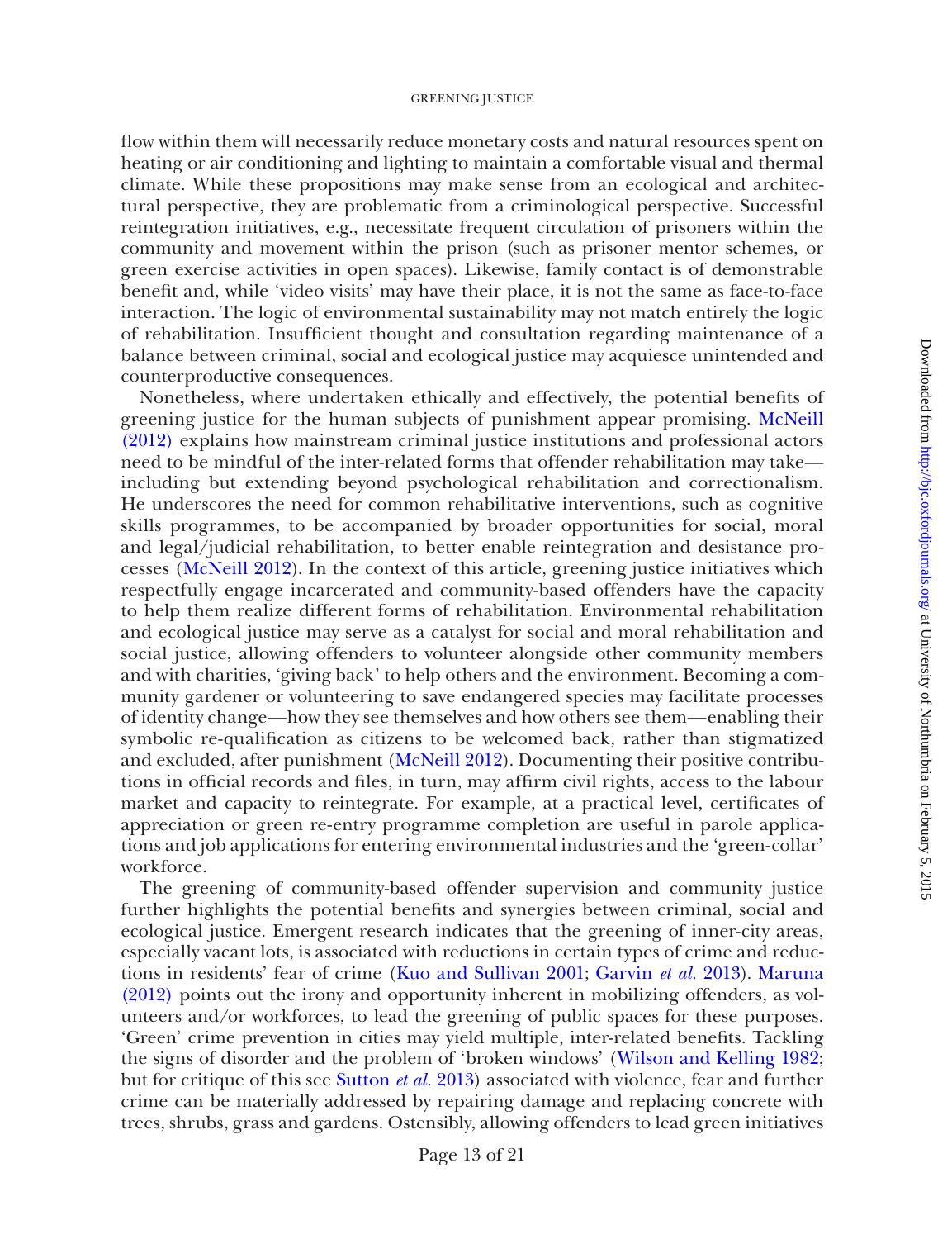flow within them will necessarily reduce monetary costs and natural resources spent on heating or air conditioning and lighting to maintain a comfortable visual and thermal climate. While these propositions may make sense from an ecological and architectural perspective, they are problematic from a criminological perspective. Successful reintegration initiatives, e.g., necessitate frequent circulation of prisoners within the community and movement within the prison (such as prisoner mentor schemes, or green exercise activities in open spaces). Likewise, family contact is of demonstrable benefit and, while 'video visits' may have their place, it is not the same as face-to-face interaction. The logic of environmental sustainability may not match entirely the logic of rehabilitation. Insufficient thought and consultation regarding maintenance of a balance between criminal, social and ecological justice may acquiesce unintended and counterproductive consequences.

Nonetheless, where undertaken ethically and effectively, the potential benefits of greening justice for the human subjects of punishment appear promising. McNeill (2012) explains how mainstream criminal justice institutions and professional actors need to be mindful of the inter-related forms that offender rehabilitation may take—including but extending beyond psychological rehabilitation and correctionalism. He underscores the need for common rehabilitative interventions, such as cognitive skills programmes, to be accompanied by broader opportunities for social, moral and legal/judicial rehabilitation, to better enable reintegration and desistance processes (McNeill 2012). In the context of this article, greening justice initiatives which respectfully engage incarcerated and community-based offenders have the capacity to help them realize different forms of rehabilitation. Environmental rehabilitation and ecological justice may serve as a catalyst for social and moral rehabilitation and social justice, allowing offenders to volunteer alongside other community members and with charities, 'giving back' to help others and the environment. Becoming a community gardener or volunteering to save endangered species may facilitate processes of identity change—how they see themselves and how others see them—enabling their symbolic re-qualification as citizens to be welcomed back, rather than stigmatized and excluded, after punishment (McNeill 2012). Documenting their positive contributions in official records and files, in turn, may affirm civil rights, access to the labour market and capacity to reintegrate. For example, at a practical level, certificates of appreciation or green re-entry programme completion are useful in parole applications and job applications for entering environmental industries and the 'green-collar' workforce.

The greening of community-based offender supervision and community justice further highlights the potential benefits and synergies between criminal, social and ecological justice. Emergent research indicates that the greening of inner-city areas, especially vacant lots, is associated with reductions in certain types of crime and reductions in residents' fear of crime (Kuo and Sullivan 2001; Garvin *et al.* 2013). Maruna (2012) points out the irony and opportunity inherent in mobilizing offenders, as volunteers and/or workforces, to lead the greening of public spaces for these purposes. 'Green' crime prevention in cities may yield multiple, inter-related benefits. Tackling the signs of disorder and the problem of 'broken windows' (Wilson and Kelling 1982; but for critique of this see Sutton *et al.* 2013) associated with violence, fear and further crime can be materially addressed by repairing damage and replacing concrete with trees, shrubs, grass and gardens. Ostensibly, allowing offenders to lead green initiatives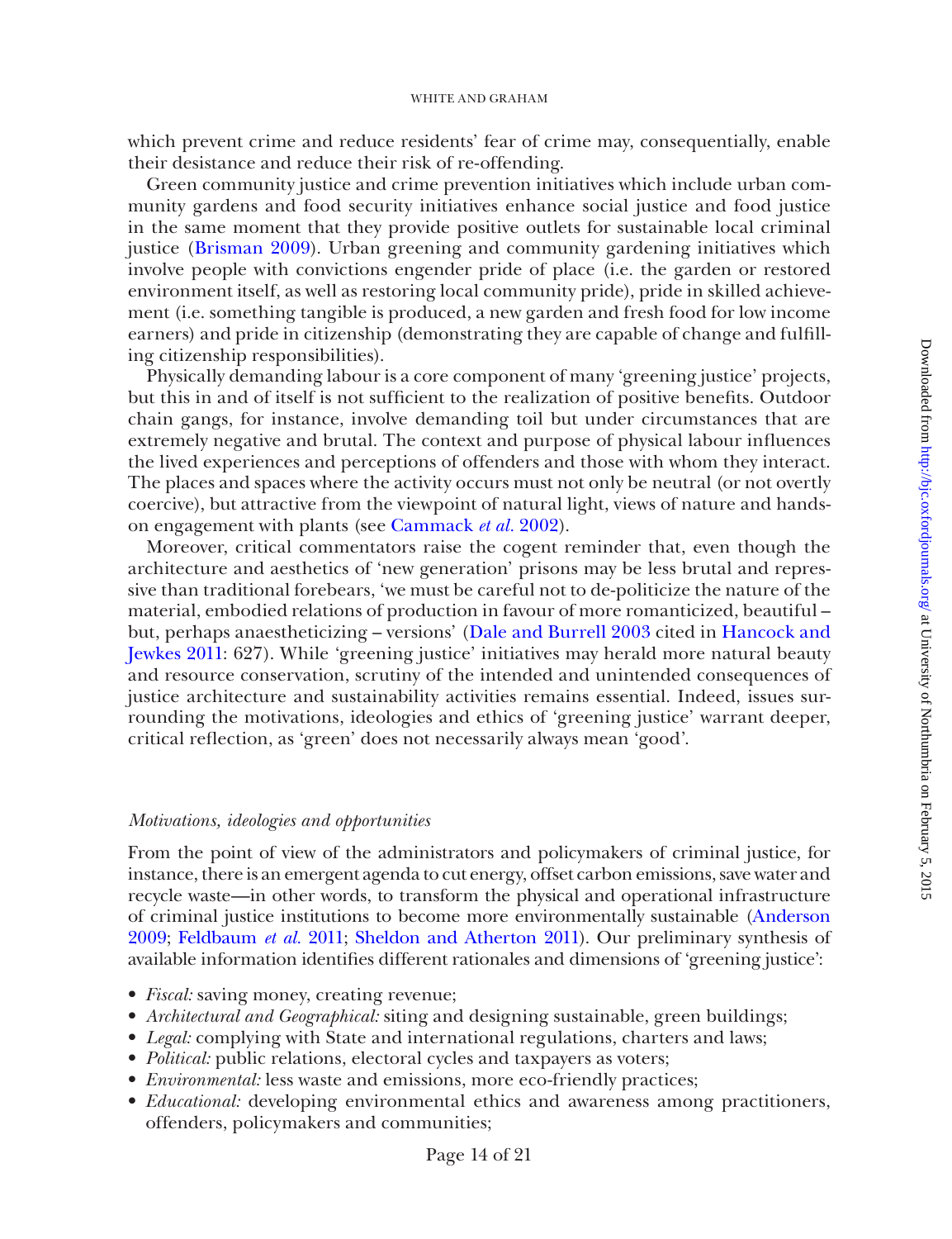which prevent crime and reduce residents' fear of crime may, consequentially, enable their desistance and reduce their risk of re-offending.

Green community justice and crime prevention initiatives which include urban community gardens and food security initiatives enhance social justice and food justice in the same moment that they provide positive outlets for sustainable local criminal justice (Brisman 2009). Urban greening and community gardening initiatives which involve people with convictions engender pride of place (i.e. the garden or restored environment itself, as well as restoring local community pride), pride in skilled achievement (i.e. something tangible is produced, a new garden and fresh food for low income earners) and pride in citizenship (demonstrating they are capable of change and fulfilling citizenship responsibilities).

Physically demanding labour is a core component of many 'greening justice' projects, but this in and of itself is not sufficient to the realization of positive benefits. Outdoor chain gangs, for instance, involve demanding toil but under circumstances that are extremely negative and brutal. The context and purpose of physical labour influences the lived experiences and perceptions of offenders and those with whom they interact. The places and spaces where the activity occurs must not only be neutral (or not overtly coercive), but attractive from the viewpoint of natural light, views of nature and hands-on engagement with plants (see Cammack *et al.* 2002).

Moreover, critical commentators raise the cogent reminder that, even though the architecture and aesthetics of 'new generation' prisons may be less brutal and repressive than traditional forebears, 'we must be careful not to de-politicize the nature of the material, embodied relations of production in favour of more romanticized, beautiful – but, perhaps anaestheticizing – versions' (Dale and Burrell 2003 cited in Hancock and Jewkes 2011: 627). While 'greening justice' initiatives may herald more natural beauty and resource conservation, scrutiny of the intended and unintended consequences of justice architecture and sustainability activities remains essential. Indeed, issues surrounding the motivations, ideologies and ethics of 'greening justice' warrant deeper, critical reflection, as 'green' does not necessarily always mean 'good'.

### *Motivations, ideologies and opportunities*

From the point of view of the administrators and policymakers of criminal justice, for instance, there is an emergent agenda to cut energy, offset carbon emissions, save water and recycle waste—in other words, to transform the physical and operational infrastructure of criminal justice institutions to become more environmentally sustainable (Anderson 2009; Feldbaum *et al.* 2011; Sheldon and Atherton 2011). Our preliminary synthesis of available information identifies different rationales and dimensions of 'greening justice':

- *Fiscal:* saving money, creating revenue;
- *Architectural and Geographical:* siting and designing sustainable, green buildings;
- *Legal:* complying with State and international regulations, charters and laws;
- *Political:* public relations, electoral cycles and taxpayers as voters;
- *Environmental:* less waste and emissions, more eco-friendly practices;
- *Educational:* developing environmental ethics and awareness among practitioners, offenders, policymakers and communities;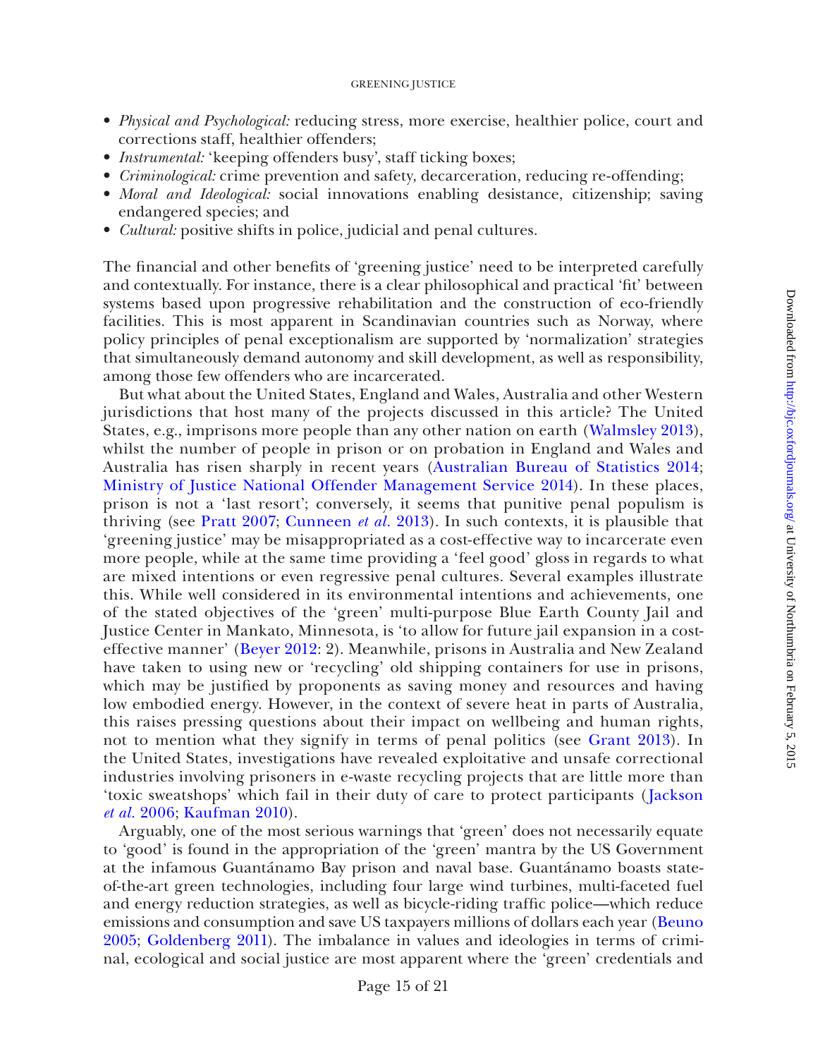- *Physical and Psychological:* reducing stress, more exercise, healthier police, court and corrections staff, healthier offenders;
- *Instrumental:* 'keeping offenders busy', staff ticking boxes;
- *Criminological:* crime prevention and safety, decarceration, reducing re-offending;
- *Moral and Ideological:* social innovations enabling desistance, citizenship; saving endangered species; and
- *Cultural:* positive shifts in police, judicial and penal cultures.

The financial and other benefits of 'greening justice' need to be interpreted carefully and contextually. For instance, there is a clear philosophical and practical 'fit' between systems based upon progressive rehabilitation and the construction of eco-friendly facilities. This is most apparent in Scandinavian countries such as Norway, where policy principles of penal exceptionalism are supported by 'normalization' strategies that simultaneously demand autonomy and skill development, as well as responsibility, among those few offenders who are incarcerated.

But what about the United States, England and Wales, Australia and other Western jurisdictions that host many of the projects discussed in this article? The United States, e.g., imprisons more people than any other nation on earth (Walmsley 2013), whilst the number of people in prison or on probation in England and Wales and Australia has risen sharply in recent years (Australian Bureau of Statistics 2014; Ministry of Justice National Offender Management Service 2014). In these places, prison is not a 'last resort'; conversely, it seems that punitive penal populism is thriving (see Pratt 2007; Cunneen *et al.* 2013). In such contexts, it is plausible that 'greening justice' may be misappropriated as a cost-effective way to incarcerate even more people, while at the same time providing a 'feel good' gloss in regards to what are mixed intentions or even regressive penal cultures. Several examples illustrate this. While well considered in its environmental intentions and achievements, one of the stated objectives of the 'green' multi-purpose Blue Earth County Jail and Justice Center in Mankato, Minnesota, is 'to allow for future jail expansion in a cost-effective manner' (Beyer 2012: 2). Meanwhile, prisons in Australia and New Zealand have taken to using new or 'recycling' old shipping containers for use in prisons, which may be justified by proponents as saving money and resources and having low embodied energy. However, in the context of severe heat in parts of Australia, this raises pressing questions about their impact on wellbeing and human rights, not to mention what they signify in terms of penal politics (see Grant 2013). In the United States, investigations have revealed exploitative and unsafe correctional industries involving prisoners in e-waste recycling projects that are little more than 'toxic sweatshops' which fail in their duty of care to protect participants (Jackson *et al.* 2006; Kaufman 2010).

Arguably, one of the most serious warnings that 'green' does not necessarily equate to 'good' is found in the appropriation of the 'green' mantra by the US Government at the infamous Guantánamo Bay prison and naval base. Guantánamo boasts state-of-the-art green technologies, including four large wind turbines, multi-faceted fuel and energy reduction strategies, as well as bicycle-riding traffic police—which reduce emissions and consumption and save US taxpayers millions of dollars each year (Beuno 2005; Goldenberg 2011). The imbalance in values and ideologies in terms of criminal, ecological and social justice are most apparent where the 'green' credentials and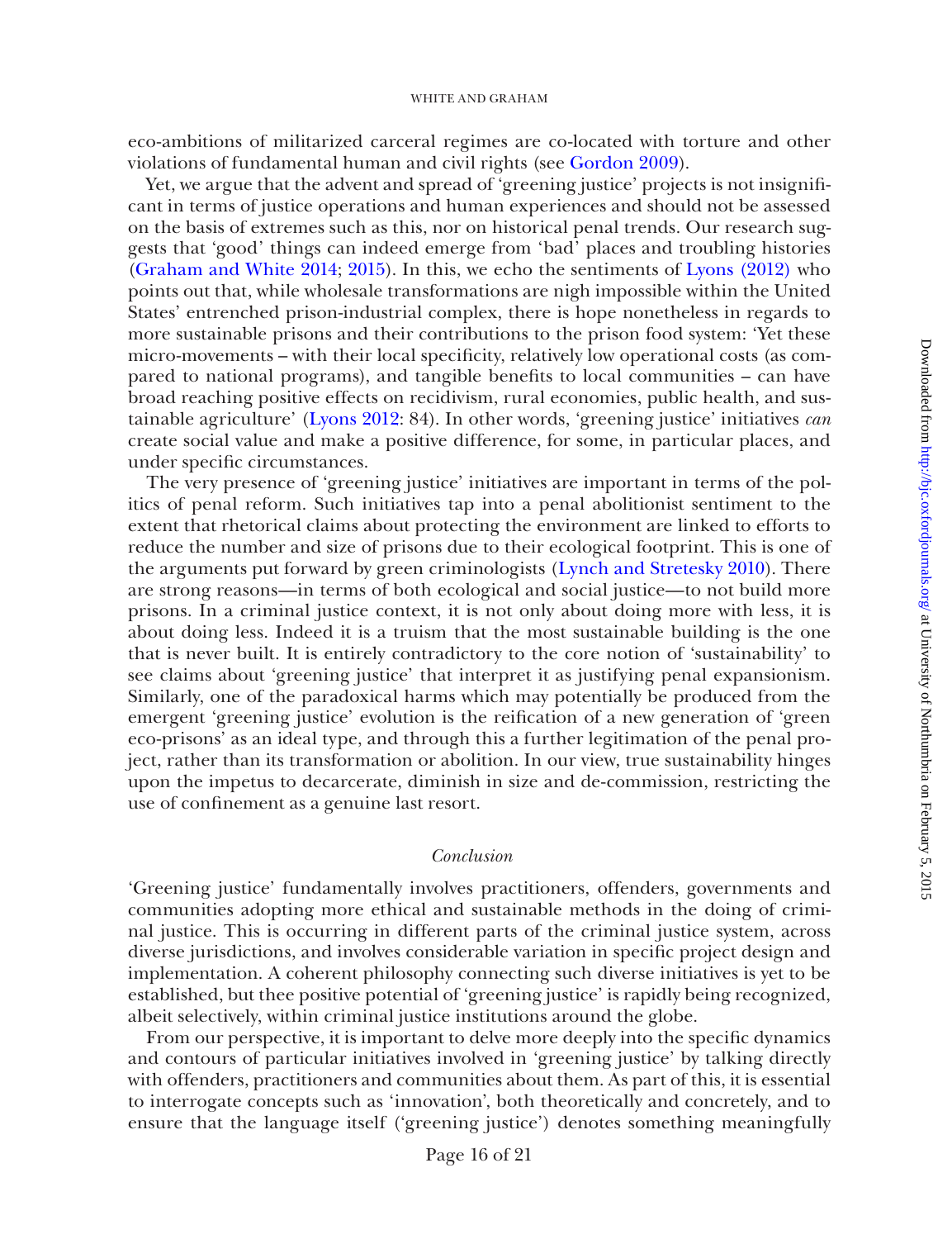eco-ambitions of militarized carceral regimes are co-located with torture and other violations of fundamental human and civil rights (see Gordon 2009).

Yet, we argue that the advent and spread of 'greening justice' projects is not insignificant in terms of justice operations and human experiences and should not be assessed on the basis of extremes such as this, nor on historical penal trends. Our research suggests that 'good' things can indeed emerge from 'bad' places and troubling histories (Graham and White 2014; 2015). In this, we echo the sentiments of Lyons (2012) who points out that, while wholesale transformations are nigh impossible within the United States' entrenched prison-industrial complex, there is hope nonetheless in regards to more sustainable prisons and their contributions to the prison food system: 'Yet these micro-movements – with their local specificity, relatively low operational costs (as compared to national programs), and tangible benefits to local communities – can have broad reaching positive effects on recidivism, rural economies, public health, and sustainable agriculture' (Lyons 2012: 84). In other words, 'greening justice' initiatives *can* create social value and make a positive difference, for some, in particular places, and under specific circumstances.

The very presence of 'greening justice' initiatives are important in terms of the politics of penal reform. Such initiatives tap into a penal abolitionist sentiment to the extent that rhetorical claims about protecting the environment are linked to efforts to reduce the number and size of prisons due to their ecological footprint. This is one of the arguments put forward by green criminologists (Lynch and Stretesky 2010). There are strong reasons—in terms of both ecological and social justice—to not build more prisons. In a criminal justice context, it is not only about doing more with less, it is about doing less. Indeed it is a truism that the most sustainable building is the one that is never built. It is entirely contradictory to the core notion of 'sustainability' to see claims about 'greening justice' that interpret it as justifying penal expansionism. Similarly, one of the paradoxical harms which may potentially be produced from the emergent 'greening justice' evolution is the reification of a new generation of 'green eco-prisons' as an ideal type, and through this a further legitimation of the penal project, rather than its transformation or abolition. In our view, true sustainability hinges upon the impetus to decarcerate, diminish in size and de-commission, restricting the use of confinement as a genuine last resort.

## *Conclusion*

'Greening justice' fundamentally involves practitioners, offenders, governments and communities adopting more ethical and sustainable methods in the doing of criminal justice. This is occurring in different parts of the criminal justice system, across diverse jurisdictions, and involves considerable variation in specific project design and implementation. A coherent philosophy connecting such diverse initiatives is yet to be established, but thee positive potential of 'greening justice' is rapidly being recognized, albeit selectively, within criminal justice institutions around the globe.

From our perspective, it is important to delve more deeply into the specific dynamics and contours of particular initiatives involved in 'greening justice' by talking directly with offenders, practitioners and communities about them. As part of this, it is essential to interrogate concepts such as 'innovation', both theoretically and concretely, and to ensure that the language itself ('greening justice') denotes something meaningfully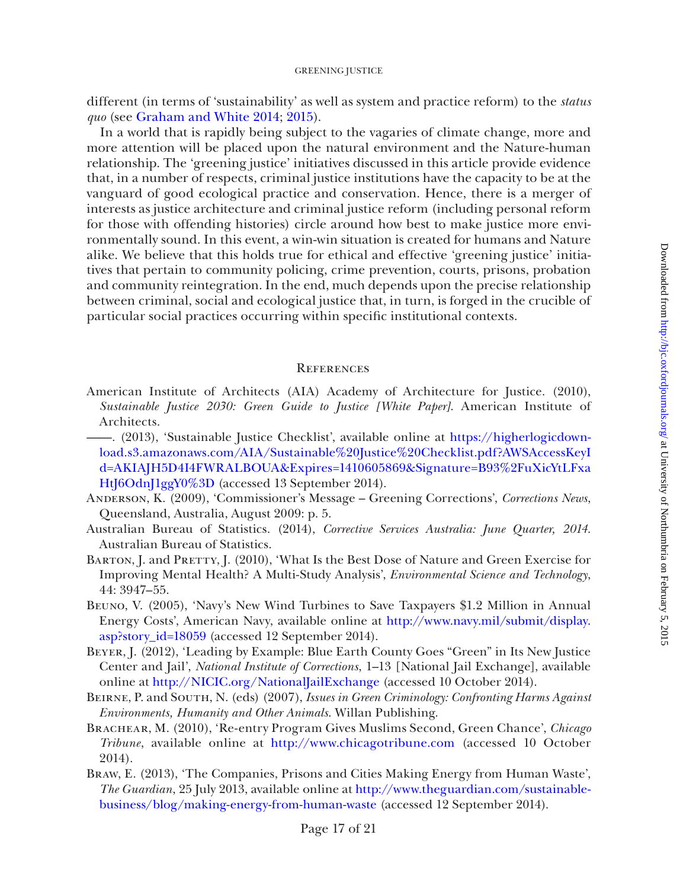different (in terms of 'sustainability' as well as system and practice reform) to the *status quo* (see Graham and White 2014; 2015).

In a world that is rapidly being subject to the vagaries of climate change, more and more attention will be placed upon the natural environment and the Nature-human relationship. The 'greening justice' initiatives discussed in this article provide evidence that, in a number of respects, criminal justice institutions have the capacity to be at the vanguard of good ecological practice and conservation. Hence, there is a merger of interests as justice architecture and criminal justice reform (including personal reform for those with offending histories) circle around how best to make justice more environmentally sound. In this event, a win-win situation is created for humans and Nature alike. We believe that this holds true for ethical and effective 'greening justice' initiatives that pertain to community policing, crime prevention, courts, prisons, probation and community reintegration. In the end, much depends upon the precise relationship between criminal, social and ecological justice that, in turn, is forged in the crucible of particular social practices occurring within specific institutional contexts.

## References

American Institute of Architects (AIA) Academy of Architecture for Justice. (2010), *Sustainable Justice 2030: Green Guide to Justice [White Paper]*. American Institute of Architects.

——. (2013), 'Sustainable Justice Checklist', available online at https://higherlogicdownload.s3.amazonaws.com/AIA/Sustainable%20Justice%20Checklist.pdf?AWSAccessKeyId=AKIAJH5D4I4FWRALBOUA&Expires=1410605869&Signature=B93%2FuXicYtLFxaHtJ6OdnJ1ggY0%3D (accessed 13 September 2014).

Anderson, K. (2009), 'Commissioner's Message – Greening Corrections', *Corrections News*, Queensland, Australia, August 2009: p. 5.

Australian Bureau of Statistics. (2014), *Corrective Services Australia: June Quarter, 2014*. Australian Bureau of Statistics.

Barton, J. and Pretty, J. (2010), 'What Is the Best Dose of Nature and Green Exercise for Improving Mental Health? A Multi-Study Analysis', *Environmental Science and Technology*, 44: 3947–55.

Beuno, V. (2005), 'Navy's New Wind Turbines to Save Taxpayers $1.2 Million in Annual Energy Costs', American Navy, available online at http://www.navy.mil/submit/display.asp?story_id=18059 (accessed 12 September 2014).

Beyer, J. (2012), 'Leading by Example: Blue Earth County Goes "Green" in Its New Justice Center and Jail', *National Institute of Corrections*, 1–13 [National Jail Exchange], available online at http://NICIC.org/NationalJailExchange (accessed 10 October 2014).

Beirne, P. and South, N. (eds) (2007), *Issues in Green Criminology: Confronting Harms Against Environments, Humanity and Other Animals*. Willan Publishing.

Brachear, M. (2010), 'Re-entry Program Gives Muslims Second, Green Chance', *Chicago Tribune*, available online at http://www.chicagotribune.com (accessed 10 October 2014).

Braw, E. (2013), 'The Companies, Prisons and Cities Making Energy from Human Waste', *The Guardian*, 25 July 2013, available online at http://www.theguardian.com/sustainable-business/blog/making-energy-from-human-waste (accessed 12 September 2014).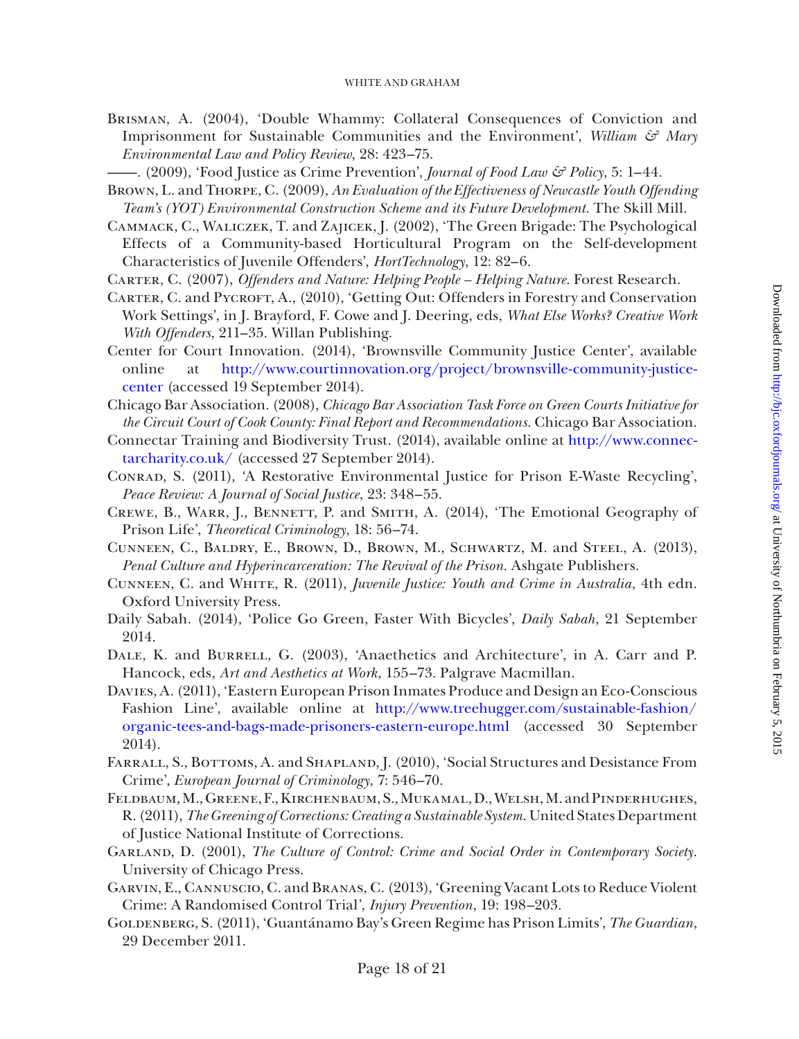Brisman, A. (2004), 'Double Whammy: Collateral Consequences of Conviction and Imprisonment for Sustainable Communities and the Environment', *William & Mary Environmental Law and Policy Review*, 28: 423–75.

——. (2009), 'Food Justice as Crime Prevention', *Journal of Food Law & Policy*, 5: 1–44.

Brown, L. and Thorpe, C. (2009), *An Evaluation of the Effectiveness of Newcastle Youth Offending Team's (YOT) Environmental Construction Scheme and its Future Development*. The Skill Mill.

Cammack, C., Waliczek, T. and Zajicek, J. (2002), 'The Green Brigade: The Psychological Effects of a Community-based Horticultural Program on the Self-development Characteristics of Juvenile Offenders', *HortTechnology*, 12: 82–6.

Carter, C. (2007), *Offenders and Nature: Helping People – Helping Nature*. Forest Research.

Carter, C. and Pycroft, A., (2010), 'Getting Out: Offenders in Forestry and Conservation Work Settings', in J. Brayford, F. Cowe and J. Deering, eds, *What Else Works? Creative Work With Offenders*, 211–35. Willan Publishing.

Center for Court Innovation. (2014), 'Brownsville Community Justice Center', available online at http://www.courtinnovation.org/project/brownsville-community-justice-center (accessed 19 September 2014).

Chicago Bar Association. (2008), *Chicago Bar Association Task Force on Green Courts Initiative for the Circuit Court of Cook County: Final Report and Recommendations*. Chicago Bar Association.

Connectar Training and Biodiversity Trust. (2014), available online at http://www.connectarcharity.co.uk/ (accessed 27 September 2014).

Conrad, S. (2011), 'A Restorative Environmental Justice for Prison E-Waste Recycling', *Peace Review: A Journal of Social Justice*, 23: 348–55.

Crewe, B., Warr, J., Bennett, P. and Smith, A. (2014), 'The Emotional Geography of Prison Life', *Theoretical Criminology*, 18: 56–74.

Cunneen, C., Baldry, E., Brown, D., Brown, M., Schwartz, M. and Steel, A. (2013), *Penal Culture and Hyperincarceration: The Revival of the Prison*. Ashgate Publishers.

Cunneen, C. and White, R. (2011), *Juvenile Justice: Youth and Crime in Australia*, 4th edn. Oxford University Press.

Daily Sabah. (2014), 'Police Go Green, Faster With Bicycles', *Daily Sabah*, 21 September 2014.

Dale, K. and Burrell, G. (2003), 'Anaethetics and Architecture', in A. Carr and P. Hancock, eds, *Art and Aesthetics at Work*, 155–73. Palgrave Macmillan.

Davies, A. (2011), 'Eastern European Prison Inmates Produce and Design an Eco-Conscious Fashion Line', available online at http://www.treehugger.com/sustainable-fashion/organic-tees-and-bags-made-prisoners-eastern-europe.html (accessed 30 September 2014).

Farrall, S., Bottoms, A. and Shapland, J. (2010), 'Social Structures and Desistance From Crime', *European Journal of Criminology*, 7: 546–70.

Feldbaum, M., Greene, F., Kirchenbaum, S., Mukamal, D., Welsh, M. and Pinderhughes, R. (2011), *The Greening of Corrections: Creating a Sustainable System*. United States Department of Justice National Institute of Corrections.

Garland, D. (2001), *The Culture of Control: Crime and Social Order in Contemporary Society*. University of Chicago Press.

Garvin, E., Cannuscio, C. and Branas, C. (2013), 'Greening Vacant Lots to Reduce Violent Crime: A Randomised Control Trial', *Injury Prevention*, 19: 198–203.

Goldenberg, S. (2011), 'Guantánamo Bay's Green Regime has Prison Limits', *The Guardian*, 29 December 2011.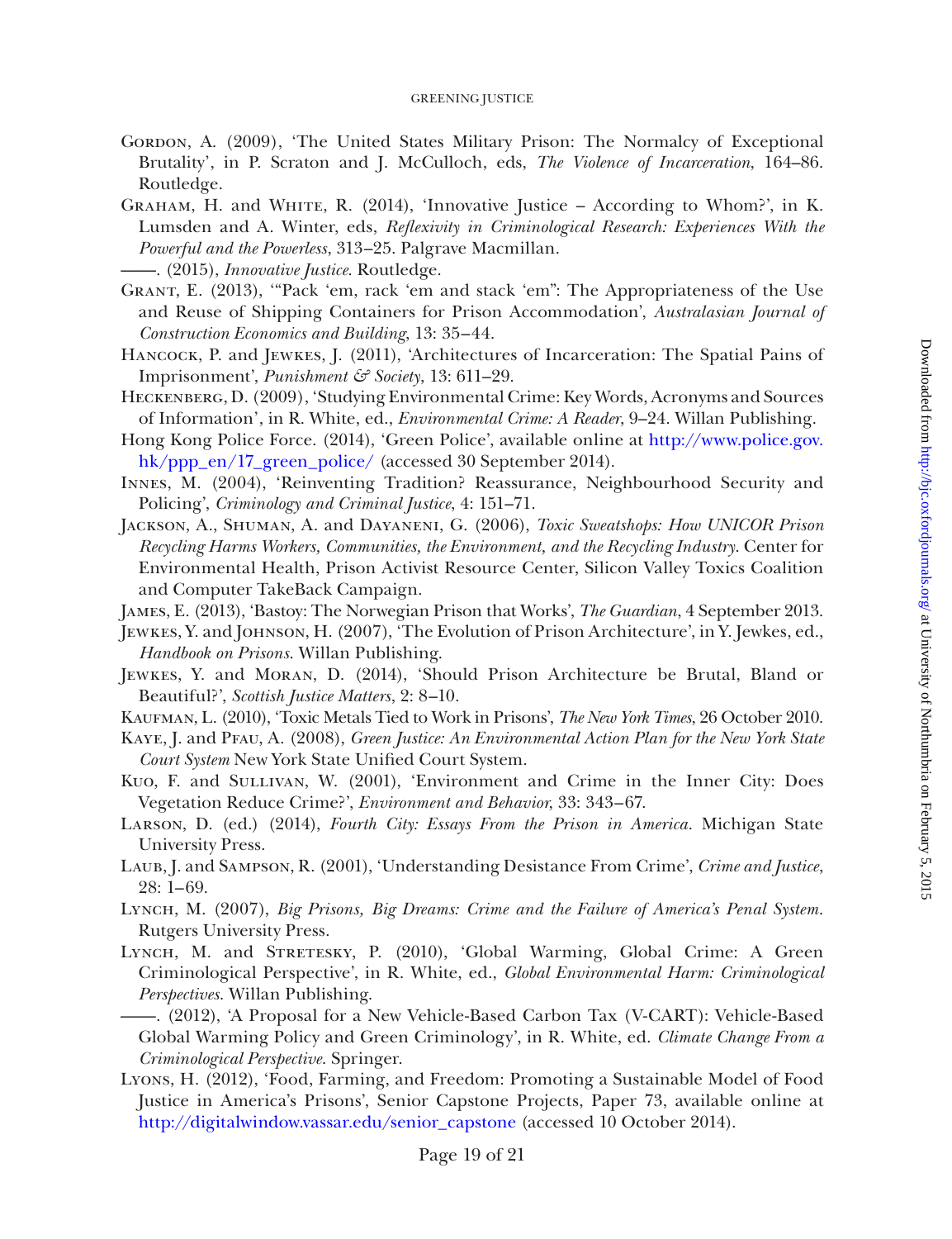Gordon, A. (2009), 'The United States Military Prison: The Normalcy of Exceptional Brutality', in P. Scraton and J. McCulloch, eds, *The Violence of Incarceration*, 164–86. Routledge.

Graham, H. and White, R. (2014), 'Innovative Justice – According to Whom?', in K. Lumsden and A. Winter, eds, *Reflexivity in Criminological Research: Experiences With the Powerful and the Powerless*, 313–25. Palgrave Macmillan.

——. (2015), *Innovative Justice*. Routledge.

Grant, E. (2013), '"Pack 'em, rack 'em and stack 'em": The Appropriateness of the Use and Reuse of Shipping Containers for Prison Accommodation', *Australasian Journal of Construction Economics and Building*, 13: 35–44.

Hancock, P. and Jewkes, J. (2011), 'Architectures of Incarceration: The Spatial Pains of Imprisonment', *Punishment & Society*, 13: 611–29.

Heckenberg, D. (2009), 'Studying Environmental Crime: Key Words, Acronyms and Sources of Information', in R. White, ed., *Environmental Crime: A Reader*, 9–24. Willan Publishing.

Hong Kong Police Force. (2014), 'Green Police', available online at http://www.police.gov.hk/ppp_en/17_green_police/ (accessed 30 September 2014).

Innes, M. (2004), 'Reinventing Tradition? Reassurance, Neighbourhood Security and Policing', *Criminology and Criminal Justice*, 4: 151–71.

Jackson, A., Shuman, A. and Dayaneni, G. (2006), *Toxic Sweatshops: How UNICOR Prison Recycling Harms Workers, Communities, the Environment, and the Recycling Industry*. Center for Environmental Health, Prison Activist Resource Center, Silicon Valley Toxics Coalition and Computer TakeBack Campaign.

James, E. (2013), 'Bastoy: The Norwegian Prison that Works', *The Guardian*, 4 September 2013.

Jewkes, Y. and Johnson, H. (2007), 'The Evolution of Prison Architecture', in Y. Jewkes, ed., *Handbook on Prisons*. Willan Publishing.

Jewkes, Y. and Moran, D. (2014), 'Should Prison Architecture be Brutal, Bland or Beautiful?', *Scottish Justice Matters*, 2: 8–10.

Kaufman, L. (2010), 'Toxic Metals Tied to Work in Prisons', *The New York Times*, 26 October 2010.

Kaye, J. and Pfau, A. (2008), *Green Justice: An Environmental Action Plan for the New York State Court System* New York State Unified Court System.

Kuo, F. and Sullivan, W. (2001), 'Environment and Crime in the Inner City: Does Vegetation Reduce Crime?', *Environment and Behavior*, 33: 343–67.

Larson, D. (ed.) (2014), *Fourth City: Essays From the Prison in America*. Michigan State University Press.

Laub, J. and Sampson, R. (2001), 'Understanding Desistance From Crime', *Crime and Justice*, 28: 1–69.

Lynch, M. (2007), *Big Prisons, Big Dreams: Crime and the Failure of America's Penal System*. Rutgers University Press.

Lynch, M. and Stretesky, P. (2010), 'Global Warming, Global Crime: A Green Criminological Perspective', in R. White, ed., *Global Environmental Harm: Criminological Perspectives*. Willan Publishing.

——. (2012), 'A Proposal for a New Vehicle-Based Carbon Tax (V-CART): Vehicle-Based Global Warming Policy and Green Criminology', in R. White, ed. *Climate Change From a Criminological Perspective*. Springer.

Lyons, H. (2012), 'Food, Farming, and Freedom: Promoting a Sustainable Model of Food Justice in America's Prisons', Senior Capstone Projects, Paper 73, available online at http://digitalwindow.vassar.edu/senior_capstone (accessed 10 October 2014).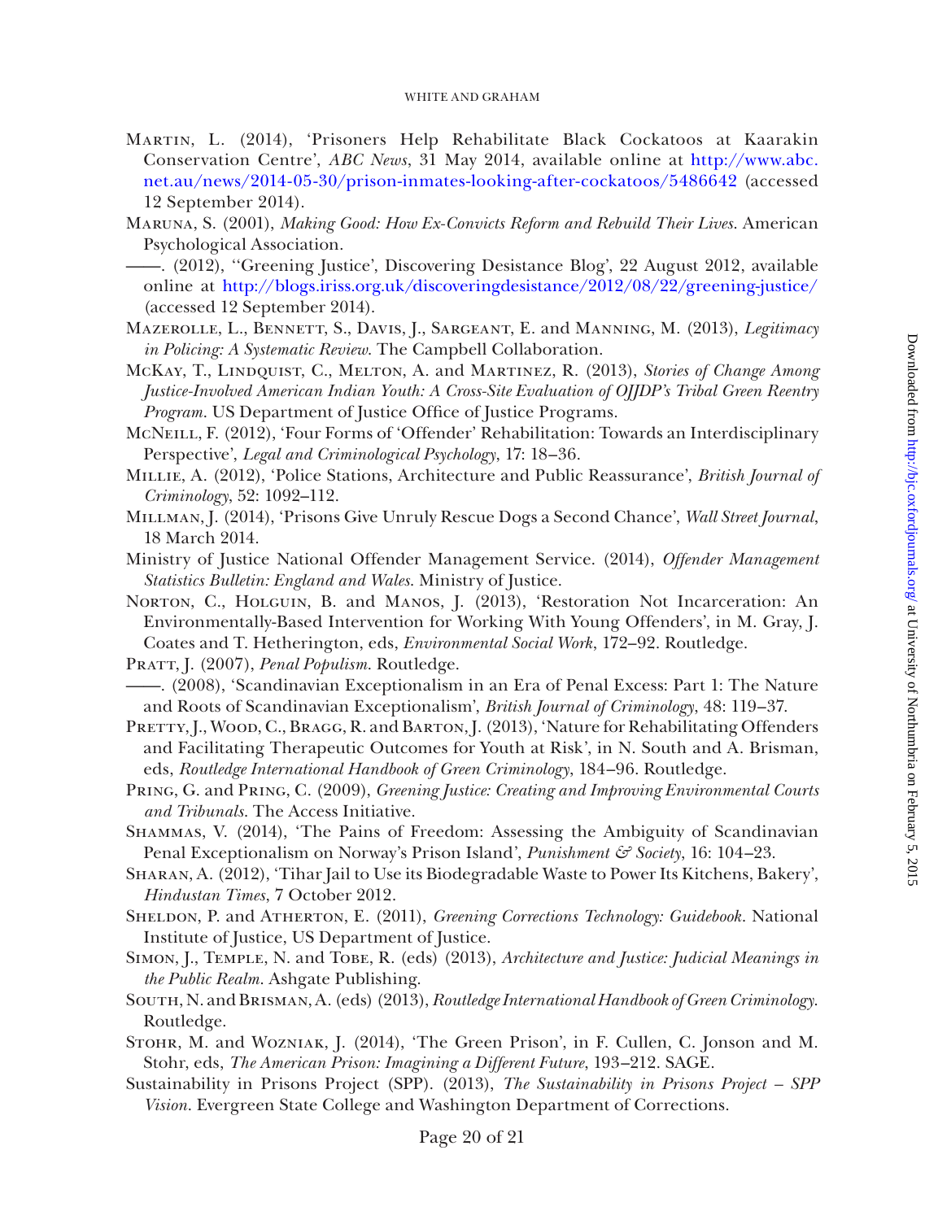Martin, L. (2014), 'Prisoners Help Rehabilitate Black Cockatoos at Kaarakin Conservation Centre', *ABC News*, 31 May 2014, available online at http://www.abc.net.au/news/2014-05-30/prison-inmates-looking-after-cockatoos/5486642 (accessed 12 September 2014).

Maruna, S. (2001), *Making Good: How Ex-Convicts Reform and Rebuild Their Lives*. American Psychological Association.

——. (2012), ''Greening Justice', Discovering Desistance Blog', 22 August 2012, available online at http://blogs.iriss.org.uk/discoveringdesistance/2012/08/22/greening-justice/ (accessed 12 September 2014).

Mazerolle, L., Bennett, S., Davis, J., Sargeant, E. and Manning, M. (2013), *Legitimacy in Policing: A Systematic Review*. The Campbell Collaboration.

McKay, T., Lindquist, C., Melton, A. and Martinez, R. (2013), *Stories of Change Among Justice-Involved American Indian Youth: A Cross-Site Evaluation of OJJDP's Tribal Green Reentry Program*. US Department of Justice Office of Justice Programs.

McNeill, F. (2012), 'Four Forms of 'Offender' Rehabilitation: Towards an Interdisciplinary Perspective', *Legal and Criminological Psychology*, 17: 18–36.

Millie, A. (2012), 'Police Stations, Architecture and Public Reassurance', *British Journal of Criminology*, 52: 1092–112.

Millman, J. (2014), 'Prisons Give Unruly Rescue Dogs a Second Chance', *Wall Street Journal*, 18 March 2014.

Ministry of Justice National Offender Management Service. (2014), *Offender Management Statistics Bulletin: England and Wales*. Ministry of Justice.

Norton, C., Holguin, B. and Manos, J. (2013), 'Restoration Not Incarceration: An Environmentally-Based Intervention for Working With Young Offenders', in M. Gray, J. Coates and T. Hetherington, eds, *Environmental Social Work*, 172–92. Routledge.

Pratt, J. (2007), *Penal Populism*. Routledge.

——. (2008), 'Scandinavian Exceptionalism in an Era of Penal Excess: Part 1: The Nature and Roots of Scandinavian Exceptionalism', *British Journal of Criminology*, 48: 119–37.

Pretty, J., Wood, C., Bragg, R. and Barton, J. (2013), 'Nature for Rehabilitating Offenders and Facilitating Therapeutic Outcomes for Youth at Risk', in N. South and A. Brisman, eds, *Routledge International Handbook of Green Criminology*, 184–96. Routledge.

Pring, G. and Pring, C. (2009), *Greening Justice: Creating and Improving Environmental Courts and Tribunals*. The Access Initiative.

Shammas, V. (2014), 'The Pains of Freedom: Assessing the Ambiguity of Scandinavian Penal Exceptionalism on Norway's Prison Island', *Punishment & Society*, 16: 104–23.

Sharan, A. (2012), 'Tihar Jail to Use its Biodegradable Waste to Power Its Kitchens, Bakery', *Hindustan Times*, 7 October 2012.

Sheldon, P. and Atherton, E. (2011), *Greening Corrections Technology: Guidebook*. National Institute of Justice, US Department of Justice.

Simon, J., Temple, N. and Tobe, R. (eds) (2013), *Architecture and Justice: Judicial Meanings in the Public Realm*. Ashgate Publishing.

South, N. and Brisman, A. (eds) (2013), *Routledge International Handbook of Green Criminology*. Routledge.

Stohr, M. and Wozniak, J. (2014), 'The Green Prison', in F. Cullen, C. Jonson and M. Stohr, eds, *The American Prison: Imagining a Different Future*, 193–212. SAGE.

Sustainability in Prisons Project (SPP). (2013), *The Sustainability in Prisons Project – SPP Vision*. Evergreen State College and Washington Department of Corrections.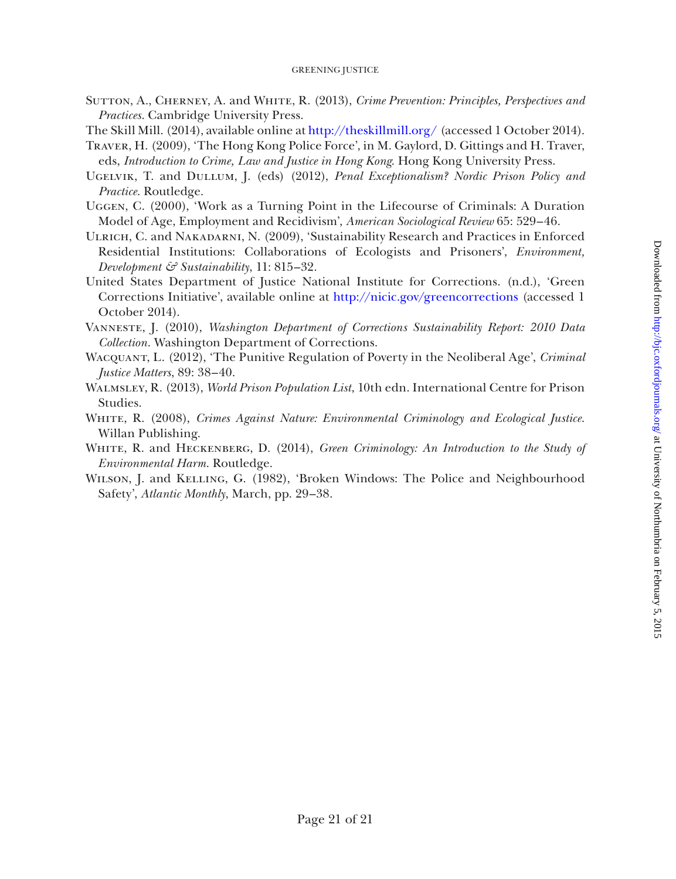Sutton, A., Cherney, A. and White, R. (2013), *Crime Prevention: Principles, Perspectives and Practices*. Cambridge University Press.

The Skill Mill. (2014), available online at http://theskillmill.org/ (accessed 1 October 2014).

Traver, H. (2009), 'The Hong Kong Police Force', in M. Gaylord, D. Gittings and H. Traver, eds, *Introduction to Crime, Law and Justice in Hong Kong*. Hong Kong University Press.

Ugelvik, T. and Dullum, J. (eds) (2012), *Penal Exceptionalism? Nordic Prison Policy and Practice*. Routledge.

Uggen, C. (2000), 'Work as a Turning Point in the Lifecourse of Criminals: A Duration Model of Age, Employment and Recidivism', *American Sociological Review* 65: 529–46.

Ulrich, C. and Nakadarni, N. (2009), 'Sustainability Research and Practices in Enforced Residential Institutions: Collaborations of Ecologists and Prisoners', *Environment, Development & Sustainability*, 11: 815–32.

United States Department of Justice National Institute for Corrections. (n.d.), 'Green Corrections Initiative', available online at http://nicic.gov/greencorrections (accessed 1 October 2014).

Vanneste, J. (2010), *Washington Department of Corrections Sustainability Report: 2010 Data Collection*. Washington Department of Corrections.

Wacquant, L. (2012), 'The Punitive Regulation of Poverty in the Neoliberal Age', *Criminal Justice Matters*, 89: 38–40.

Walmsley, R. (2013), *World Prison Population List*, 10th edn. International Centre for Prison Studies.

White, R. (2008), *Crimes Against Nature: Environmental Criminology and Ecological Justice*. Willan Publishing.

White, R. and Heckenberg, D. (2014), *Green Criminology: An Introduction to the Study of Environmental Harm*. Routledge.

Wilson, J. and Kelling, G. (1982), 'Broken Windows: The Police and Neighbourhood Safety', *Atlantic Monthly*, March, pp. 29–38.